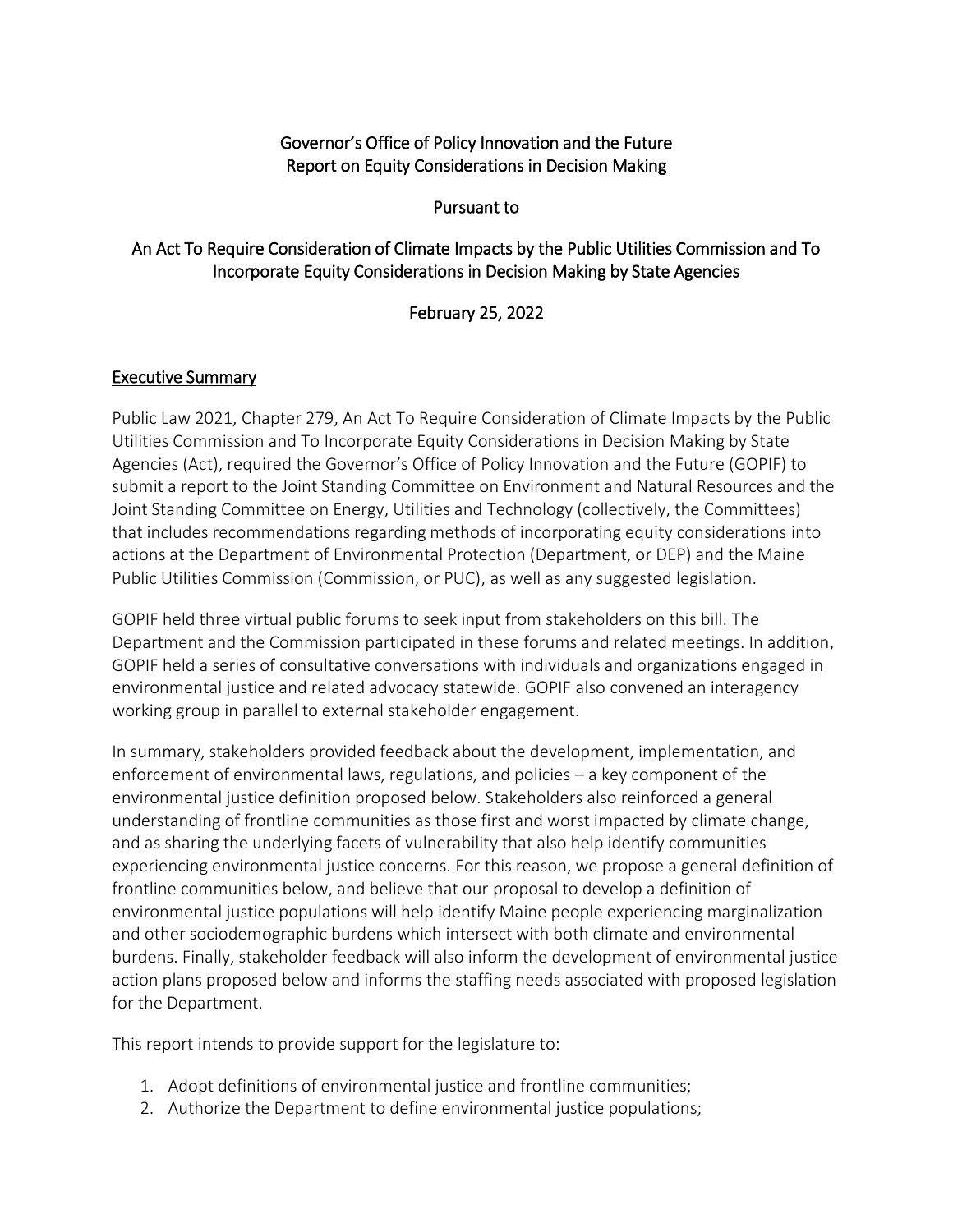# Governor's Office of Policy Innovation and the Future
# Report on Equity Considerations in Decision Making

Pursuant to

## An Act To Require Consideration of Climate Impacts by the Public Utilities Commission and To Incorporate Equity Considerations in Decision Making by State Agencies

February 25, 2022

## Executive Summary

Public Law 2021, Chapter 279, An Act To Require Consideration of Climate Impacts by the Public Utilities Commission and To Incorporate Equity Considerations in Decision Making by State Agencies (Act), required the Governor's Office of Policy Innovation and the Future (GOPIF) to submit a report to the Joint Standing Committee on Environment and Natural Resources and the Joint Standing Committee on Energy, Utilities and Technology (collectively, the Committees) that includes recommendations regarding methods of incorporating equity considerations into actions at the Department of Environmental Protection (Department, or DEP) and the Maine Public Utilities Commission (Commission, or PUC), as well as any suggested legislation.

GOPIF held three virtual public forums to seek input from stakeholders on this bill. The Department and the Commission participated in these forums and related meetings. In addition, GOPIF held a series of consultative conversations with individuals and organizations engaged in environmental justice and related advocacy statewide. GOPIF also convened an interagency working group in parallel to external stakeholder engagement.

In summary, stakeholders provided feedback about the development, implementation, and enforcement of environmental laws, regulations, and policies – a key component of the environmental justice definition proposed below. Stakeholders also reinforced a general understanding of frontline communities as those first and worst impacted by climate change, and as sharing the underlying facets of vulnerability that also help identify communities experiencing environmental justice concerns. For this reason, we propose a general definition of frontline communities below, and believe that our proposal to develop a definition of environmental justice populations will help identify Maine people experiencing marginalization and other sociodemographic burdens which intersect with both climate and environmental burdens. Finally, stakeholder feedback will also inform the development of environmental justice action plans proposed below and informs the staffing needs associated with proposed legislation for the Department.

This report intends to provide support for the legislature to:

1. Adopt definitions of environmental justice and frontline communities;
2. Authorize the Department to define environmental justice populations;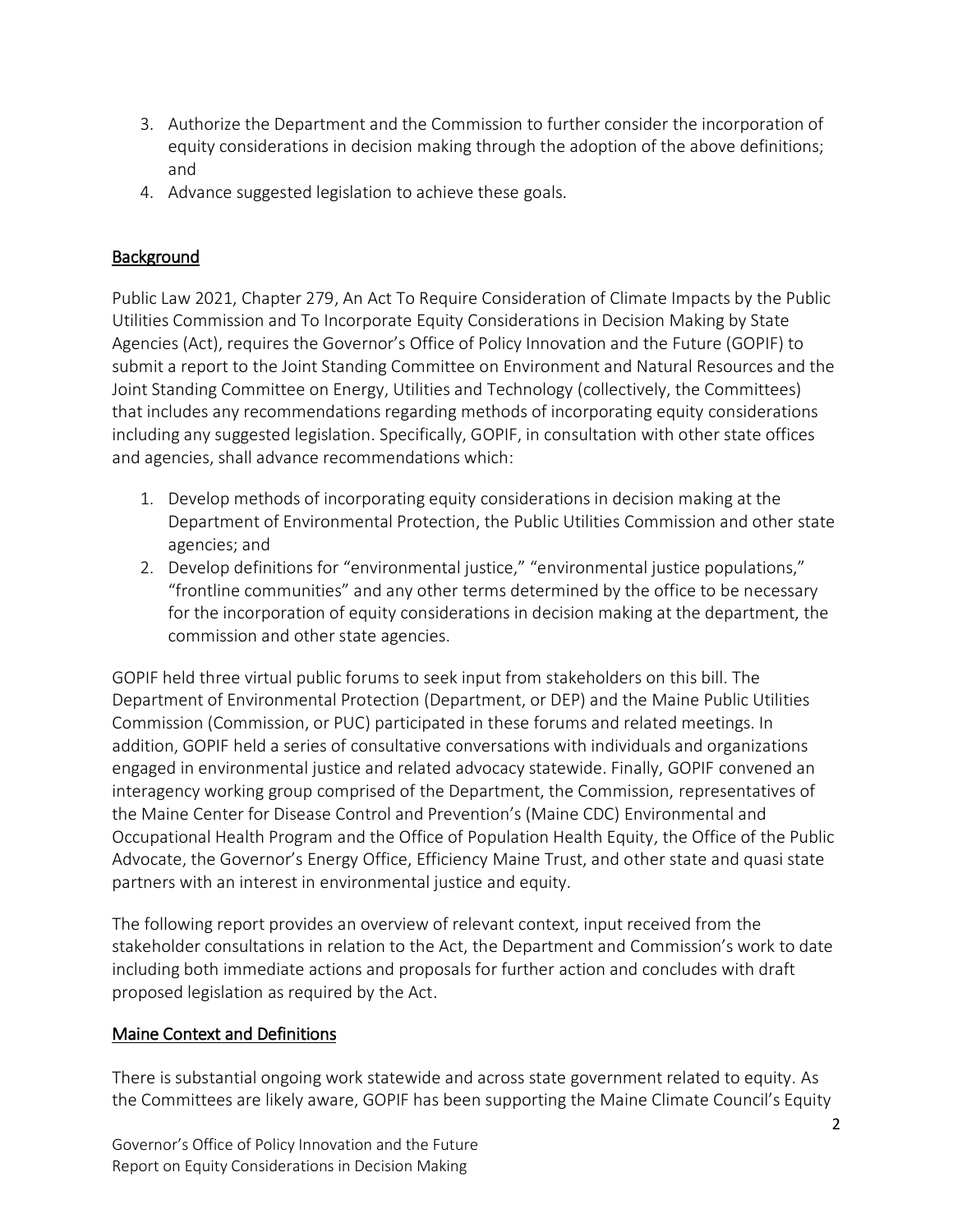3. Authorize the Department and the Commission to further consider the incorporation of equity considerations in decision making through the adoption of the above definitions; and
4. Advance suggested legislation to achieve these goals.

## Background

Public Law 2021, Chapter 279, An Act To Require Consideration of Climate Impacts by the Public Utilities Commission and To Incorporate Equity Considerations in Decision Making by State Agencies (Act), requires the Governor's Office of Policy Innovation and the Future (GOPIF) to submit a report to the Joint Standing Committee on Environment and Natural Resources and the Joint Standing Committee on Energy, Utilities and Technology (collectively, the Committees) that includes any recommendations regarding methods of incorporating equity considerations including any suggested legislation. Specifically, GOPIF, in consultation with other state offices and agencies, shall advance recommendations which:

1. Develop methods of incorporating equity considerations in decision making at the Department of Environmental Protection, the Public Utilities Commission and other state agencies; and
2. Develop definitions for "environmental justice," "environmental justice populations," "frontline communities" and any other terms determined by the office to be necessary for the incorporation of equity considerations in decision making at the department, the commission and other state agencies.

GOPIF held three virtual public forums to seek input from stakeholders on this bill. The Department of Environmental Protection (Department, or DEP) and the Maine Public Utilities Commission (Commission, or PUC) participated in these forums and related meetings. In addition, GOPIF held a series of consultative conversations with individuals and organizations engaged in environmental justice and related advocacy statewide. Finally, GOPIF convened an interagency working group comprised of the Department, the Commission, representatives of the Maine Center for Disease Control and Prevention's (Maine CDC) Environmental and Occupational Health Program and the Office of Population Health Equity, the Office of the Public Advocate, the Governor's Energy Office, Efficiency Maine Trust, and other state and quasi state partners with an interest in environmental justice and equity.

The following report provides an overview of relevant context, input received from the stakeholder consultations in relation to the Act, the Department and Commission's work to date including both immediate actions and proposals for further action and concludes with draft proposed legislation as required by the Act.

## Maine Context and Definitions

There is substantial ongoing work statewide and across state government related to equity. As the Committees are likely aware, GOPIF has been supporting the Maine Climate Council's Equity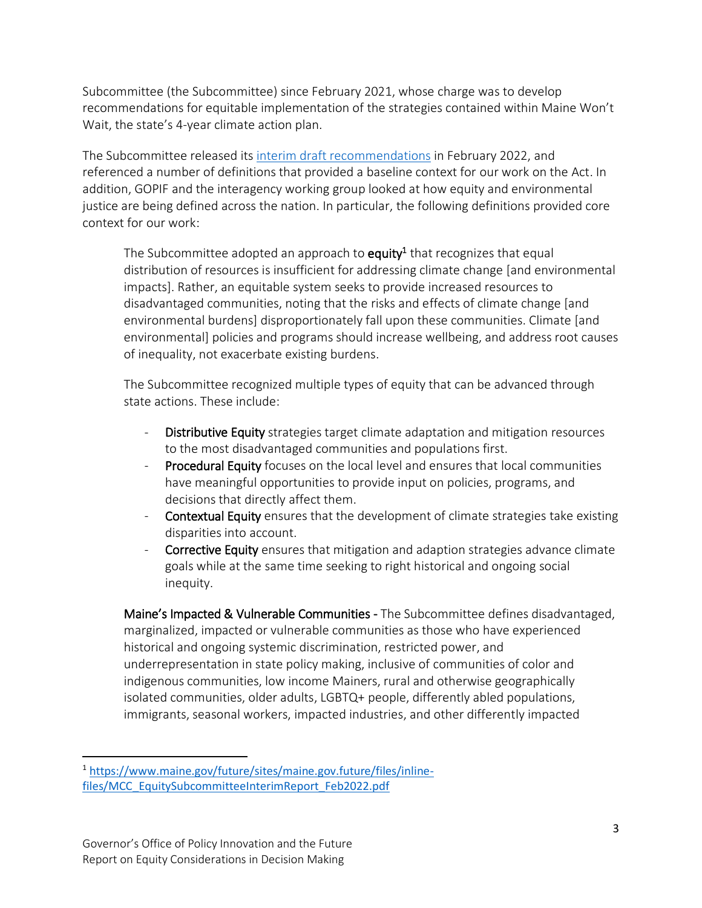Subcommittee (the Subcommittee) since February 2021, whose charge was to develop recommendations for equitable implementation of the strategies contained within Maine Won't Wait, the state's 4-year climate action plan.

The Subcommittee released its [interim draft recommendations](https://www.maine.gov/future/sites/maine.gov.future/files/inline-files/MCC_EquitySubcommitteeInterimReport_Feb2022.pdf) in February 2022, and referenced a number of definitions that provided a baseline context for our work on the Act. In addition, GOPIF and the interagency working group looked at how equity and environmental justice are being defined across the nation. In particular, the following definitions provided core context for our work:

> The Subcommittee adopted an approach to **equity**[1] that recognizes that equal distribution of resources is insufficient for addressing climate change [and environmental impacts]. Rather, an equitable system seeks to provide increased resources to disadvantaged communities, noting that the risks and effects of climate change [and environmental burdens] disproportionately fall upon these communities. Climate [and environmental] policies and programs should increase wellbeing, and address root causes of inequality, not exacerbate existing burdens.
>
> The Subcommittee recognized multiple types of equity that can be advanced through state actions. These include:
>
> - **Distributive Equity** strategies target climate adaptation and mitigation resources to the most disadvantaged communities and populations first.
> - **Procedural Equity** focuses on the local level and ensures that local communities have meaningful opportunities to provide input on policies, programs, and decisions that directly affect them.
> - **Contextual Equity** ensures that the development of climate strategies take existing disparities into account.
> - **Corrective Equity** ensures that mitigation and adaption strategies advance climate goals while at the same time seeking to right historical and ongoing social inequity.
>
> **Maine's Impacted & Vulnerable Communities -** The Subcommittee defines disadvantaged, marginalized, impacted or vulnerable communities as those who have experienced historical and ongoing systemic discrimination, restricted power, and underrepresentation in state policy making, inclusive of communities of color and indigenous communities, low income Mainers, rural and otherwise geographically isolated communities, older adults, LGBTQ+ people, differently abled populations, immigrants, seasonal workers, impacted industries, and other differently impacted

[1] https://www.maine.gov/future/sites/maine.gov.future/files/inline-files/MCC_EquitySubcommitteeInterimReport_Feb2022.pdf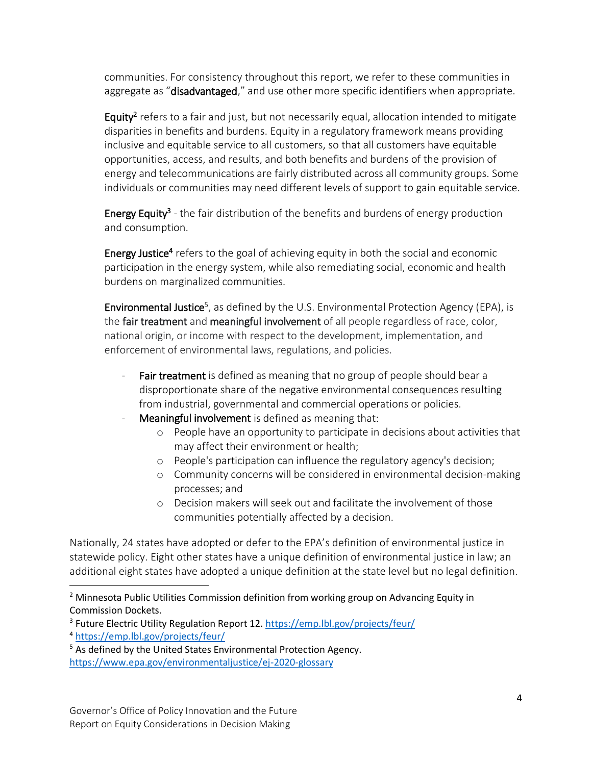communities. For consistency throughout this report, we refer to these communities in aggregate as "**disadvantaged**," and use other more specific identifiers when appropriate.

**Equity**[2] refers to a fair and just, but not necessarily equal, allocation intended to mitigate disparities in benefits and burdens. Equity in a regulatory framework means providing inclusive and equitable service to all customers, so that all customers have equitable opportunities, access, and results, and both benefits and burdens of the provision of energy and telecommunications are fairly distributed across all community groups. Some individuals or communities may need different levels of support to gain equitable service.

**Energy Equity**[3] - the fair distribution of the benefits and burdens of energy production and consumption.

**Energy Justice**[4] refers to the goal of achieving equity in both the social and economic participation in the energy system, while also remediating social, economic and health burdens on marginalized communities.

**Environmental Justice**[5], as defined by the U.S. Environmental Protection Agency (EPA), is the **fair treatment** and **meaningful involvement** of all people regardless of race, color, national origin, or income with respect to the development, implementation, and enforcement of environmental laws, regulations, and policies.

- **Fair treatment** is defined as meaning that no group of people should bear a disproportionate share of the negative environmental consequences resulting from industrial, governmental and commercial operations or policies.
- **Meaningful involvement** is defined as meaning that:
  - People have an opportunity to participate in decisions about activities that may affect their environment or health;
  - People's participation can influence the regulatory agency's decision;
  - Community concerns will be considered in environmental decision-making processes; and
  - Decision makers will seek out and facilitate the involvement of those communities potentially affected by a decision.

Nationally, 24 states have adopted or defer to the EPA's definition of environmental justice in statewide policy. Eight other states have a unique definition of environmental justice in law; an additional eight states have adopted a unique definition at the state level but no legal definition.

---

[2] Minnesota Public Utilities Commission definition from working group on Advancing Equity in Commission Dockets.

[3] Future Electric Utility Regulation Report 12. https://emp.lbl.gov/projects/feur/

[4] https://emp.lbl.gov/projects/feur/

[5] As defined by the United States Environmental Protection Agency. https://www.epa.gov/environmentaljustice/ej-2020-glossary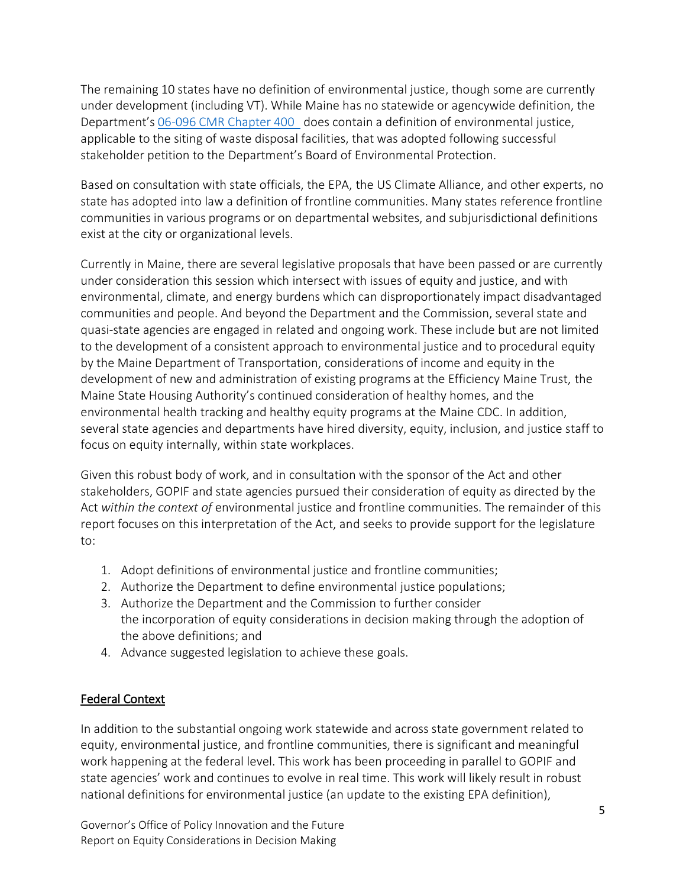The remaining 10 states have no definition of environmental justice, though some are currently under development (including VT). While Maine has no statewide or agencywide definition, the Department's [06-096 CMR Chapter 400](#) does contain a definition of environmental justice, applicable to the siting of waste disposal facilities, that was adopted following successful stakeholder petition to the Department's Board of Environmental Protection.

Based on consultation with state officials, the EPA, the US Climate Alliance, and other experts, no state has adopted into law a definition of frontline communities. Many states reference frontline communities in various programs or on departmental websites, and subjurisdictional definitions exist at the city or organizational levels.

Currently in Maine, there are several legislative proposals that have been passed or are currently under consideration this session which intersect with issues of equity and justice, and with environmental, climate, and energy burdens which can disproportionately impact disadvantaged communities and people. And beyond the Department and the Commission, several state and quasi-state agencies are engaged in related and ongoing work. These include but are not limited to the development of a consistent approach to environmental justice and to procedural equity by the Maine Department of Transportation, considerations of income and equity in the development of new and administration of existing programs at the Efficiency Maine Trust, the Maine State Housing Authority's continued consideration of healthy homes, and the environmental health tracking and healthy equity programs at the Maine CDC. In addition, several state agencies and departments have hired diversity, equity, inclusion, and justice staff to focus on equity internally, within state workplaces.

Given this robust body of work, and in consultation with the sponsor of the Act and other stakeholders, GOPIF and state agencies pursued their consideration of equity as directed by the Act *within the context of* environmental justice and frontline communities. The remainder of this report focuses on this interpretation of the Act, and seeks to provide support for the legislature to:

1. Adopt definitions of environmental justice and frontline communities;
2. Authorize the Department to define environmental justice populations;
3. Authorize the Department and the Commission to further consider the incorporation of equity considerations in decision making through the adoption of the above definitions; and
4. Advance suggested legislation to achieve these goals.

## Federal Context

In addition to the substantial ongoing work statewide and across state government related to equity, environmental justice, and frontline communities, there is significant and meaningful work happening at the federal level. This work has been proceeding in parallel to GOPIF and state agencies' work and continues to evolve in real time. This work will likely result in robust national definitions for environmental justice (an update to the existing EPA definition),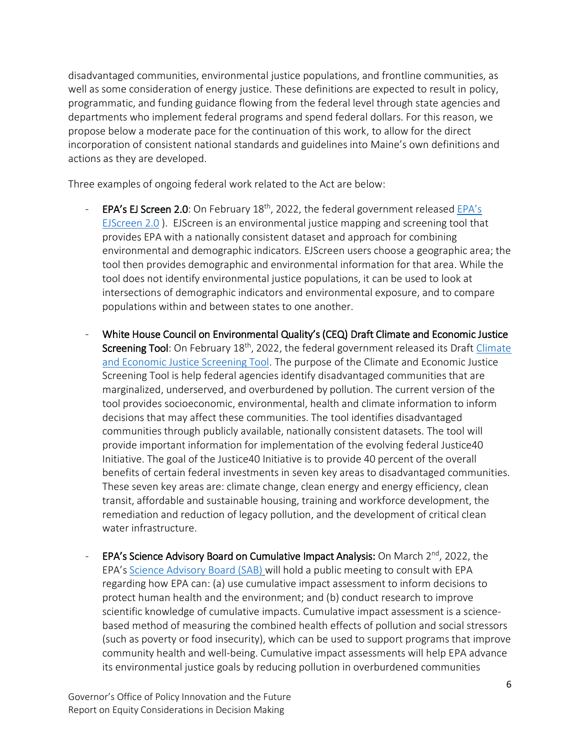disadvantaged communities, environmental justice populations, and frontline communities, as well as some consideration of energy justice. These definitions are expected to result in policy, programmatic, and funding guidance flowing from the federal level through state agencies and departments who implement federal programs and spend federal dollars. For this reason, we propose below a moderate pace for the continuation of this work, to allow for the direct incorporation of consistent national standards and guidelines into Maine's own definitions and actions as they are developed.

Three examples of ongoing federal work related to the Act are below:

- **EPA's EJ Screen 2.0**: On February 18th, 2022, the federal government released EPA's EJScreen 2.0 ). EJScreen is an environmental justice mapping and screening tool that provides EPA with a nationally consistent dataset and approach for combining environmental and demographic indicators. EJScreen users choose a geographic area; the tool then provides demographic and environmental information for that area. While the tool does not identify environmental justice populations, it can be used to look at intersections of demographic indicators and environmental exposure, and to compare populations within and between states to one another.

- **White House Council on Environmental Quality's (CEQ) Draft Climate and Economic Justice Screening Tool**: On February 18th, 2022, the federal government released its Draft Climate and Economic Justice Screening Tool. The purpose of the Climate and Economic Justice Screening Tool is help federal agencies identify disadvantaged communities that are marginalized, underserved, and overburdened by pollution. The current version of the tool provides socioeconomic, environmental, health and climate information to inform decisions that may affect these communities. The tool identifies disadvantaged communities through publicly available, nationally consistent datasets. The tool will provide important information for implementation of the evolving federal Justice40 Initiative. The goal of the Justice40 Initiative is to provide 40 percent of the overall benefits of certain federal investments in seven key areas to disadvantaged communities. These seven key areas are: climate change, clean energy and energy efficiency, clean transit, affordable and sustainable housing, training and workforce development, the remediation and reduction of legacy pollution, and the development of critical clean water infrastructure.

- **EPA's Science Advisory Board on Cumulative Impact Analysis:** On March 2nd, 2022, the EPA's Science Advisory Board (SAB) will hold a public meeting to consult with EPA regarding how EPA can: (a) use cumulative impact assessment to inform decisions to protect human health and the environment; and (b) conduct research to improve scientific knowledge of cumulative impacts. Cumulative impact assessment is a science-based method of measuring the combined health effects of pollution and social stressors (such as poverty or food insecurity), which can be used to support programs that improve community health and well-being. Cumulative impact assessments will help EPA advance its environmental justice goals by reducing pollution in overburdened communities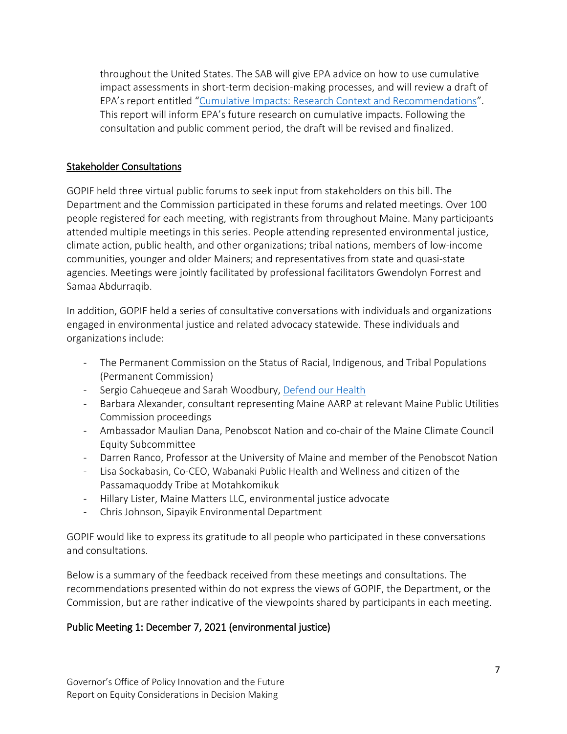throughout the United States. The SAB will give EPA advice on how to use cumulative impact assessments in short-term decision-making processes, and will review a draft of EPA's report entitled "Cumulative Impacts: Research Context and Recommendations". This report will inform EPA's future research on cumulative impacts. Following the consultation and public comment period, the draft will be revised and finalized.

## Stakeholder Consultations

GOPIF held three virtual public forums to seek input from stakeholders on this bill. The Department and the Commission participated in these forums and related meetings. Over 100 people registered for each meeting, with registrants from throughout Maine. Many participants attended multiple meetings in this series. People attending represented environmental justice, climate action, public health, and other organizations; tribal nations, members of low-income communities, younger and older Mainers; and representatives from state and quasi-state agencies. Meetings were jointly facilitated by professional facilitators Gwendolyn Forrest and Samaa Abdurraqib.

In addition, GOPIF held a series of consultative conversations with individuals and organizations engaged in environmental justice and related advocacy statewide. These individuals and organizations include:

- The Permanent Commission on the Status of Racial, Indigenous, and Tribal Populations (Permanent Commission)
- Sergio Cahueqeue and Sarah Woodbury, Defend our Health
- Barbara Alexander, consultant representing Maine AARP at relevant Maine Public Utilities Commission proceedings
- Ambassador Maulian Dana, Penobscot Nation and co-chair of the Maine Climate Council Equity Subcommittee
- Darren Ranco, Professor at the University of Maine and member of the Penobscot Nation
- Lisa Sockabasin, Co-CEO, Wabanaki Public Health and Wellness and citizen of the Passamaquoddy Tribe at Motahkomikuk
- Hillary Lister, Maine Matters LLC, environmental justice advocate
- Chris Johnson, Sipayik Environmental Department

GOPIF would like to express its gratitude to all people who participated in these conversations and consultations.

Below is a summary of the feedback received from these meetings and consultations. The recommendations presented within do not express the views of GOPIF, the Department, or the Commission, but are rather indicative of the viewpoints shared by participants in each meeting.

### Public Meeting 1: December 7, 2021 (environmental justice)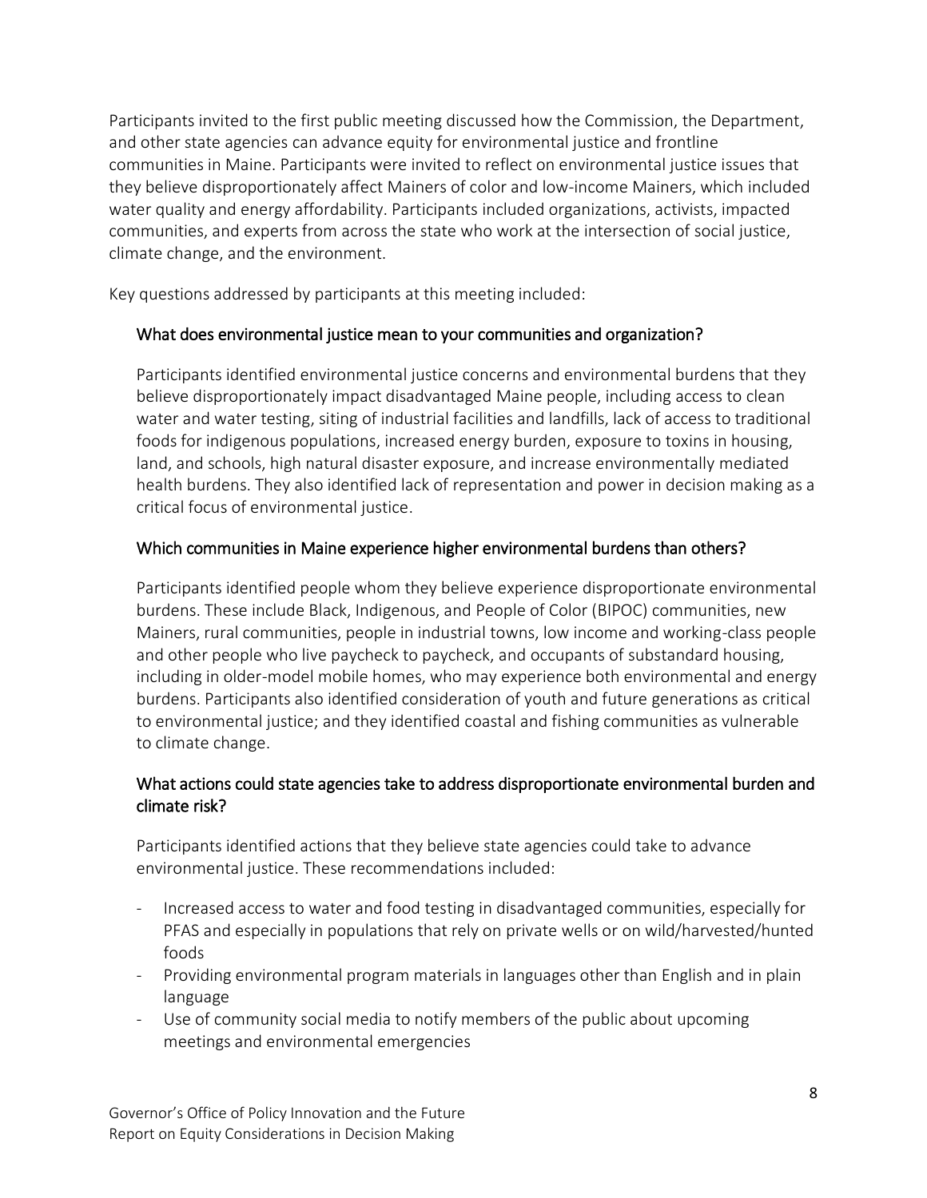Participants invited to the first public meeting discussed how the Commission, the Department, and other state agencies can advance equity for environmental justice and frontline communities in Maine. Participants were invited to reflect on environmental justice issues that they believe disproportionately affect Mainers of color and low-income Mainers, which included water quality and energy affordability. Participants included organizations, activists, impacted communities, and experts from across the state who work at the intersection of social justice, climate change, and the environment.

Key questions addressed by participants at this meeting included:

### What does environmental justice mean to your communities and organization?

Participants identified environmental justice concerns and environmental burdens that they believe disproportionately impact disadvantaged Maine people, including access to clean water and water testing, siting of industrial facilities and landfills, lack of access to traditional foods for indigenous populations, increased energy burden, exposure to toxins in housing, land, and schools, high natural disaster exposure, and increase environmentally mediated health burdens. They also identified lack of representation and power in decision making as a critical focus of environmental justice.

### Which communities in Maine experience higher environmental burdens than others?

Participants identified people whom they believe experience disproportionate environmental burdens. These include Black, Indigenous, and People of Color (BIPOC) communities, new Mainers, rural communities, people in industrial towns, low income and working-class people and other people who live paycheck to paycheck, and occupants of substandard housing, including in older-model mobile homes, who may experience both environmental and energy burdens. Participants also identified consideration of youth and future generations as critical to environmental justice; and they identified coastal and fishing communities as vulnerable to climate change.

### What actions could state agencies take to address disproportionate environmental burden and climate risk?

Participants identified actions that they believe state agencies could take to advance environmental justice. These recommendations included:

- Increased access to water and food testing in disadvantaged communities, especially for PFAS and especially in populations that rely on private wells or on wild/harvested/hunted foods
- Providing environmental program materials in languages other than English and in plain language
- Use of community social media to notify members of the public about upcoming meetings and environmental emergencies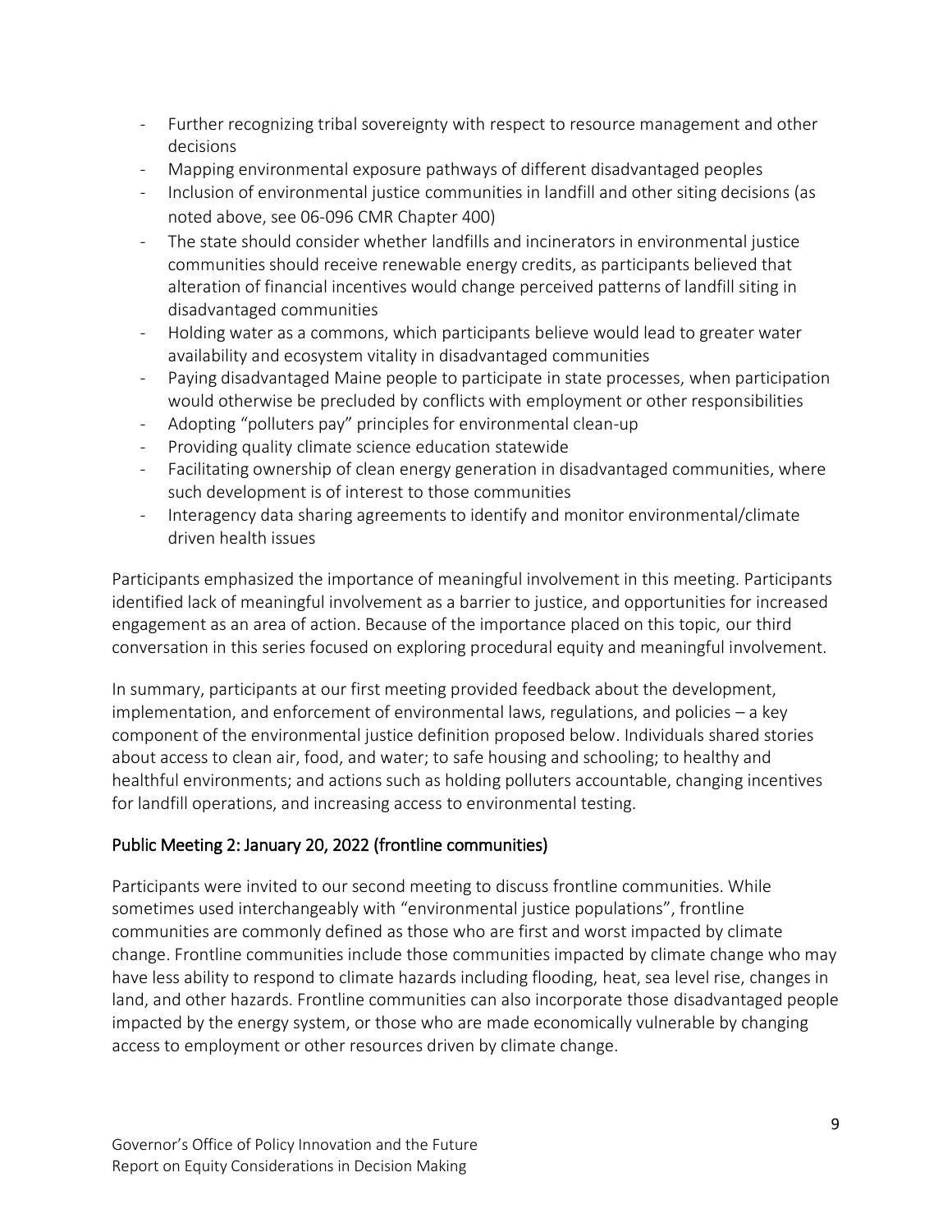- Further recognizing tribal sovereignty with respect to resource management and other decisions
- Mapping environmental exposure pathways of different disadvantaged peoples
- Inclusion of environmental justice communities in landfill and other siting decisions (as noted above, see 06-096 CMR Chapter 400)
- The state should consider whether landfills and incinerators in environmental justice communities should receive renewable energy credits, as participants believed that alteration of financial incentives would change perceived patterns of landfill siting in disadvantaged communities
- Holding water as a commons, which participants believe would lead to greater water availability and ecosystem vitality in disadvantaged communities
- Paying disadvantaged Maine people to participate in state processes, when participation would otherwise be precluded by conflicts with employment or other responsibilities
- Adopting "polluters pay" principles for environmental clean-up
- Providing quality climate science education statewide
- Facilitating ownership of clean energy generation in disadvantaged communities, where such development is of interest to those communities
- Interagency data sharing agreements to identify and monitor environmental/climate driven health issues

Participants emphasized the importance of meaningful involvement in this meeting. Participants identified lack of meaningful involvement as a barrier to justice, and opportunities for increased engagement as an area of action. Because of the importance placed on this topic, our third conversation in this series focused on exploring procedural equity and meaningful involvement.

In summary, participants at our first meeting provided feedback about the development, implementation, and enforcement of environmental laws, regulations, and policies – a key component of the environmental justice definition proposed below. Individuals shared stories about access to clean air, food, and water; to safe housing and schooling; to healthy and healthful environments; and actions such as holding polluters accountable, changing incentives for landfill operations, and increasing access to environmental testing.

## Public Meeting 2: January 20, 2022 (frontline communities)

Participants were invited to our second meeting to discuss frontline communities. While sometimes used interchangeably with "environmental justice populations", frontline communities are commonly defined as those who are first and worst impacted by climate change. Frontline communities include those communities impacted by climate change who may have less ability to respond to climate hazards including flooding, heat, sea level rise, changes in land, and other hazards. Frontline communities can also incorporate those disadvantaged people impacted by the energy system, or those who are made economically vulnerable by changing access to employment or other resources driven by climate change.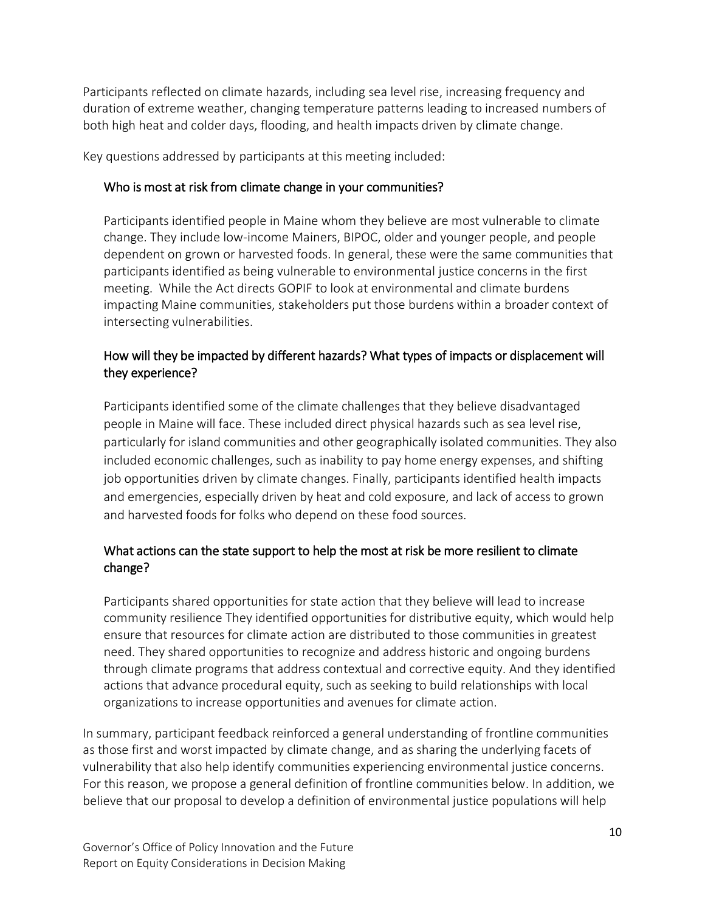Participants reflected on climate hazards, including sea level rise, increasing frequency and duration of extreme weather, changing temperature patterns leading to increased numbers of both high heat and colder days, flooding, and health impacts driven by climate change.

Key questions addressed by participants at this meeting included:

### Who is most at risk from climate change in your communities?

Participants identified people in Maine whom they believe are most vulnerable to climate change. They include low-income Mainers, BIPOC, older and younger people, and people dependent on grown or harvested foods. In general, these were the same communities that participants identified as being vulnerable to environmental justice concerns in the first meeting. While the Act directs GOPIF to look at environmental and climate burdens impacting Maine communities, stakeholders put those burdens within a broader context of intersecting vulnerabilities.

### How will they be impacted by different hazards? What types of impacts or displacement will they experience?

Participants identified some of the climate challenges that they believe disadvantaged people in Maine will face. These included direct physical hazards such as sea level rise, particularly for island communities and other geographically isolated communities. They also included economic challenges, such as inability to pay home energy expenses, and shifting job opportunities driven by climate changes. Finally, participants identified health impacts and emergencies, especially driven by heat and cold exposure, and lack of access to grown and harvested foods for folks who depend on these food sources.

### What actions can the state support to help the most at risk be more resilient to climate change?

Participants shared opportunities for state action that they believe will lead to increase community resilience They identified opportunities for distributive equity, which would help ensure that resources for climate action are distributed to those communities in greatest need. They shared opportunities to recognize and address historic and ongoing burdens through climate programs that address contextual and corrective equity. And they identified actions that advance procedural equity, such as seeking to build relationships with local organizations to increase opportunities and avenues for climate action.

In summary, participant feedback reinforced a general understanding of frontline communities as those first and worst impacted by climate change, and as sharing the underlying facets of vulnerability that also help identify communities experiencing environmental justice concerns. For this reason, we propose a general definition of frontline communities below. In addition, we believe that our proposal to develop a definition of environmental justice populations will help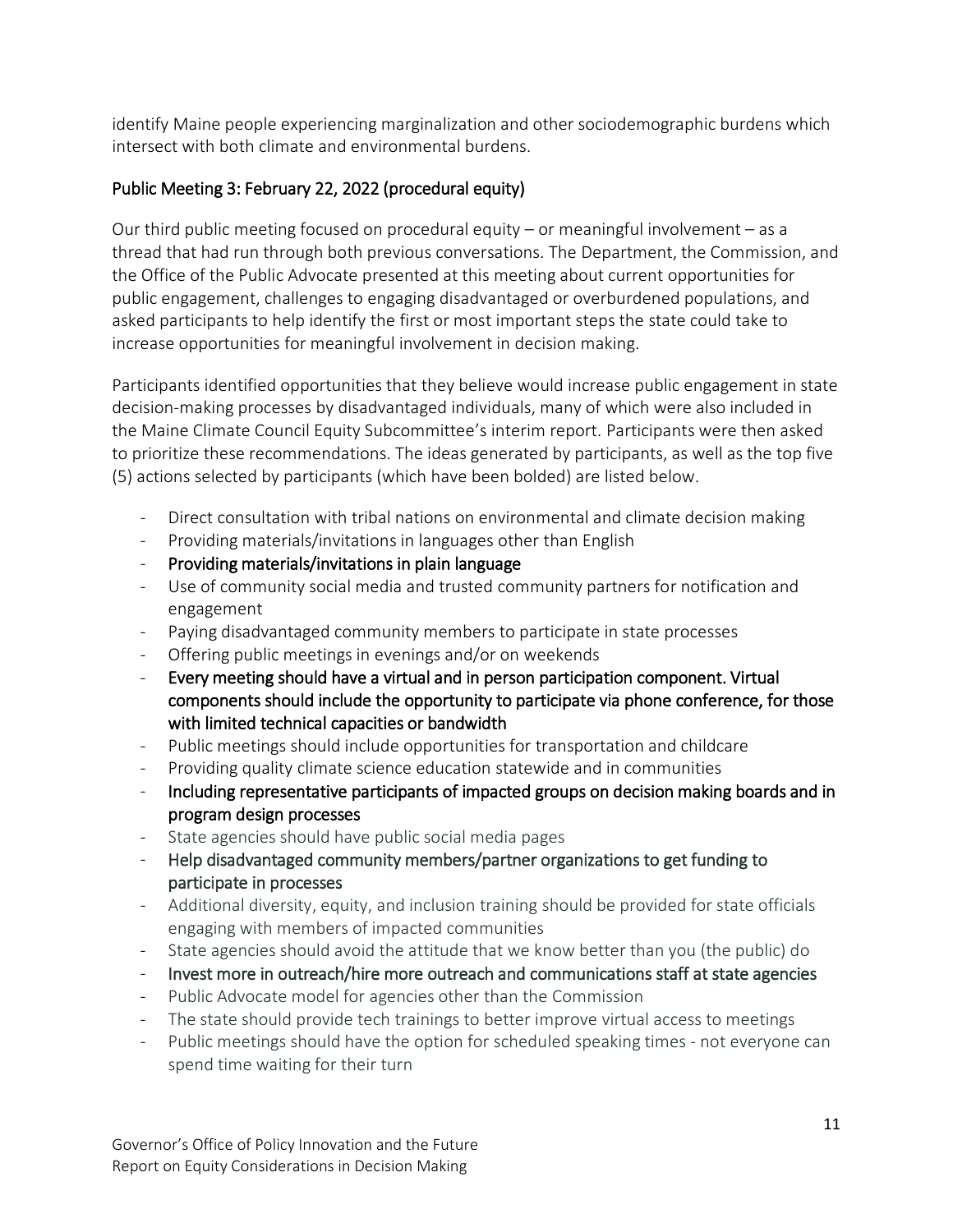identify Maine people experiencing marginalization and other sociodemographic burdens which intersect with both climate and environmental burdens.

### Public Meeting 3: February 22, 2022 (procedural equity)

Our third public meeting focused on procedural equity – or meaningful involvement – as a thread that had run through both previous conversations. The Department, the Commission, and the Office of the Public Advocate presented at this meeting about current opportunities for public engagement, challenges to engaging disadvantaged or overburdened populations, and asked participants to help identify the first or most important steps the state could take to increase opportunities for meaningful involvement in decision making.

Participants identified opportunities that they believe would increase public engagement in state decision-making processes by disadvantaged individuals, many of which were also included in the Maine Climate Council Equity Subcommittee's interim report. Participants were then asked to prioritize these recommendations. The ideas generated by participants, as well as the top five (5) actions selected by participants (which have been bolded) are listed below.

- Direct consultation with tribal nations on environmental and climate decision making
- Providing materials/invitations in languages other than English
- **Providing materials/invitations in plain language**
- Use of community social media and trusted community partners for notification and engagement
- Paying disadvantaged community members to participate in state processes
- Offering public meetings in evenings and/or on weekends
- **Every meeting should have a virtual and in person participation component. Virtual components should include the opportunity to participate via phone conference, for those with limited technical capacities or bandwidth**
- Public meetings should include opportunities for transportation and childcare
- Providing quality climate science education statewide and in communities
- **Including representative participants of impacted groups on decision making boards and in program design processes**
- State agencies should have public social media pages
- **Help disadvantaged community members/partner organizations to get funding to participate in processes**
- Additional diversity, equity, and inclusion training should be provided for state officials engaging with members of impacted communities
- State agencies should avoid the attitude that we know better than you (the public) do
- **Invest more in outreach/hire more outreach and communications staff at state agencies**
- Public Advocate model for agencies other than the Commission
- The state should provide tech trainings to better improve virtual access to meetings
- Public meetings should have the option for scheduled speaking times - not everyone can spend time waiting for their turn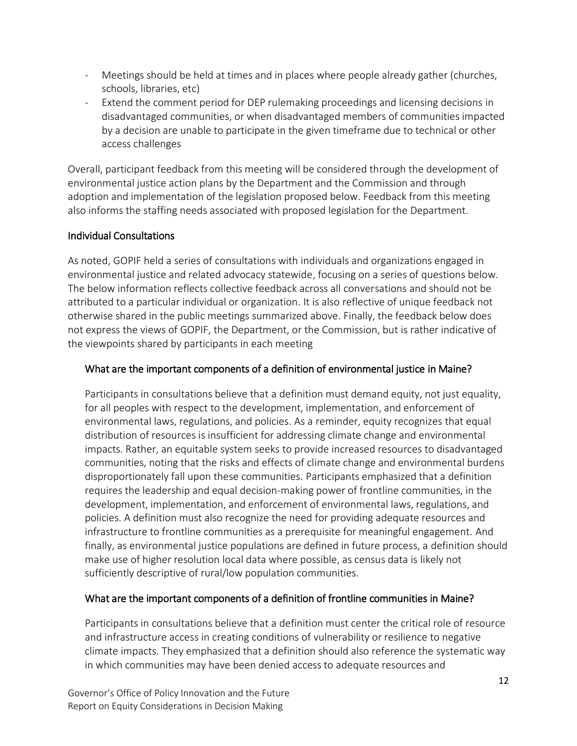- Meetings should be held at times and in places where people already gather (churches, schools, libraries, etc)
- Extend the comment period for DEP rulemaking proceedings and licensing decisions in disadvantaged communities, or when disadvantaged members of communities impacted by a decision are unable to participate in the given timeframe due to technical or other access challenges

Overall, participant feedback from this meeting will be considered through the development of environmental justice action plans by the Department and the Commission and through adoption and implementation of the legislation proposed below. Feedback from this meeting also informs the staffing needs associated with proposed legislation for the Department.

## Individual Consultations

As noted, GOPIF held a series of consultations with individuals and organizations engaged in environmental justice and related advocacy statewide, focusing on a series of questions below. The below information reflects collective feedback across all conversations and should not be attributed to a particular individual or organization. It is also reflective of unique feedback not otherwise shared in the public meetings summarized above. Finally, the feedback below does not express the views of GOPIF, the Department, or the Commission, but is rather indicative of the viewpoints shared by participants in each meeting

### What are the important components of a definition of environmental justice in Maine?

Participants in consultations believe that a definition must demand equity, not just equality, for all peoples with respect to the development, implementation, and enforcement of environmental laws, regulations, and policies. As a reminder, equity recognizes that equal distribution of resources is insufficient for addressing climate change and environmental impacts. Rather, an equitable system seeks to provide increased resources to disadvantaged communities, noting that the risks and effects of climate change and environmental burdens disproportionately fall upon these communities. Participants emphasized that a definition requires the leadership and equal decision-making power of frontline communities, in the development, implementation, and enforcement of environmental laws, regulations, and policies. A definition must also recognize the need for providing adequate resources and infrastructure to frontline communities as a prerequisite for meaningful engagement. And finally, as environmental justice populations are defined in future process, a definition should make use of higher resolution local data where possible, as census data is likely not sufficiently descriptive of rural/low population communities.

### What are the important components of a definition of frontline communities in Maine?

Participants in consultations believe that a definition must center the critical role of resource and infrastructure access in creating conditions of vulnerability or resilience to negative climate impacts. They emphasized that a definition should also reference the systematic way in which communities may have been denied access to adequate resources and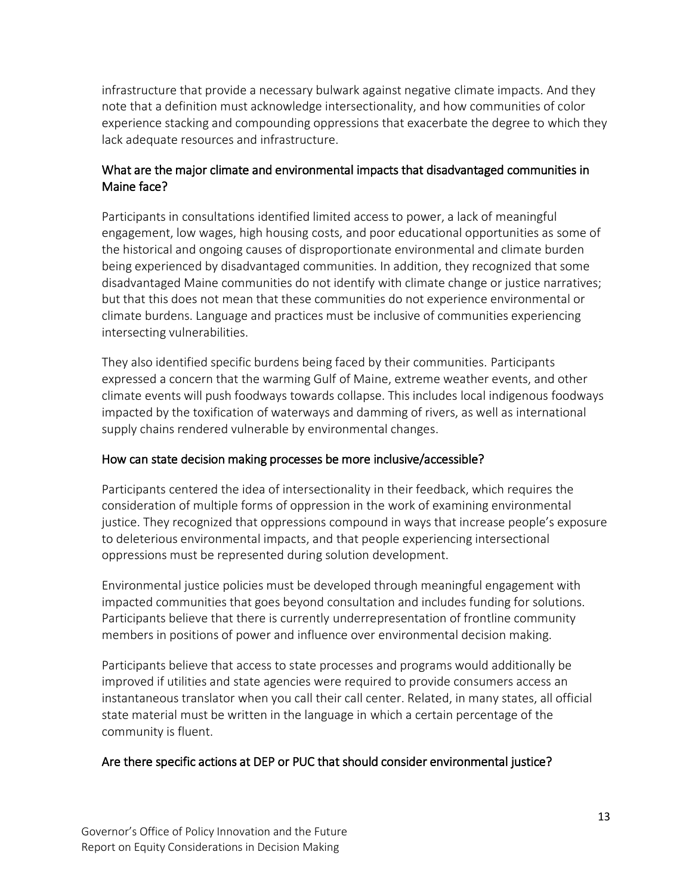infrastructure that provide a necessary bulwark against negative climate impacts. And they note that a definition must acknowledge intersectionality, and how communities of color experience stacking and compounding oppressions that exacerbate the degree to which they lack adequate resources and infrastructure.

### What are the major climate and environmental impacts that disadvantaged communities in Maine face?

Participants in consultations identified limited access to power, a lack of meaningful engagement, low wages, high housing costs, and poor educational opportunities as some of the historical and ongoing causes of disproportionate environmental and climate burden being experienced by disadvantaged communities. In addition, they recognized that some disadvantaged Maine communities do not identify with climate change or justice narratives; but that this does not mean that these communities do not experience environmental or climate burdens. Language and practices must be inclusive of communities experiencing intersecting vulnerabilities.

They also identified specific burdens being faced by their communities. Participants expressed a concern that the warming Gulf of Maine, extreme weather events, and other climate events will push foodways towards collapse. This includes local indigenous foodways impacted by the toxification of waterways and damming of rivers, as well as international supply chains rendered vulnerable by environmental changes.

### How can state decision making processes be more inclusive/accessible?

Participants centered the idea of intersectionality in their feedback, which requires the consideration of multiple forms of oppression in the work of examining environmental justice. They recognized that oppressions compound in ways that increase people's exposure to deleterious environmental impacts, and that people experiencing intersectional oppressions must be represented during solution development.

Environmental justice policies must be developed through meaningful engagement with impacted communities that goes beyond consultation and includes funding for solutions. Participants believe that there is currently underrepresentation of frontline community members in positions of power and influence over environmental decision making.

Participants believe that access to state processes and programs would additionally be improved if utilities and state agencies were required to provide consumers access an instantaneous translator when you call their call center. Related, in many states, all official state material must be written in the language in which a certain percentage of the community is fluent.

### Are there specific actions at DEP or PUC that should consider environmental justice?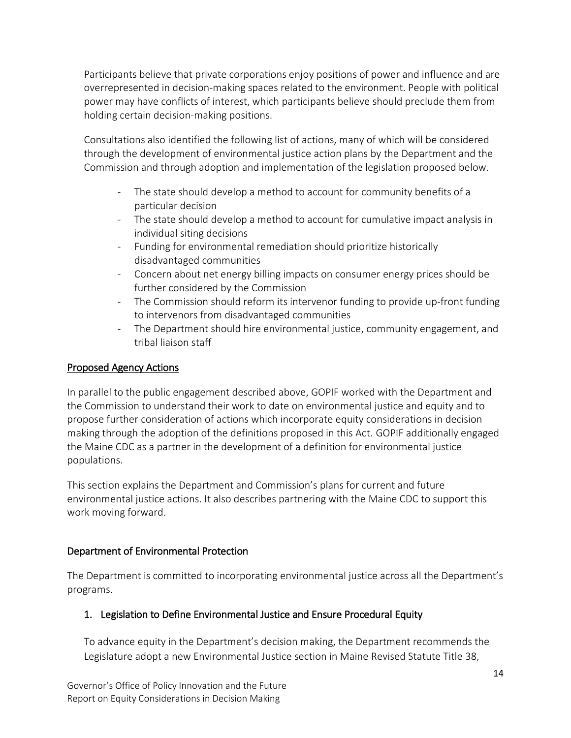Participants believe that private corporations enjoy positions of power and influence and are overrepresented in decision-making spaces related to the environment. People with political power may have conflicts of interest, which participants believe should preclude them from holding certain decision-making positions.

Consultations also identified the following list of actions, many of which will be considered through the development of environmental justice action plans by the Department and the Commission and through adoption and implementation of the legislation proposed below.

- The state should develop a method to account for community benefits of a particular decision
- The state should develop a method to account for cumulative impact analysis in individual siting decisions
- Funding for environmental remediation should prioritize historically disadvantaged communities
- Concern about net energy billing impacts on consumer energy prices should be further considered by the Commission
- The Commission should reform its intervenor funding to provide up-front funding to intervenors from disadvantaged communities
- The Department should hire environmental justice, community engagement, and tribal liaison staff

## Proposed Agency Actions

In parallel to the public engagement described above, GOPIF worked with the Department and the Commission to understand their work to date on environmental justice and equity and to propose further consideration of actions which incorporate equity considerations in decision making through the adoption of the definitions proposed in this Act. GOPIF additionally engaged the Maine CDC as a partner in the development of a definition for environmental justice populations.

This section explains the Department and Commission's plans for current and future environmental justice actions. It also describes partnering with the Maine CDC to support this work moving forward.

### Department of Environmental Protection

The Department is committed to incorporating environmental justice across all the Department's programs.

#### 1. Legislation to Define Environmental Justice and Ensure Procedural Equity

To advance equity in the Department's decision making, the Department recommends the Legislature adopt a new Environmental Justice section in Maine Revised Statute Title 38,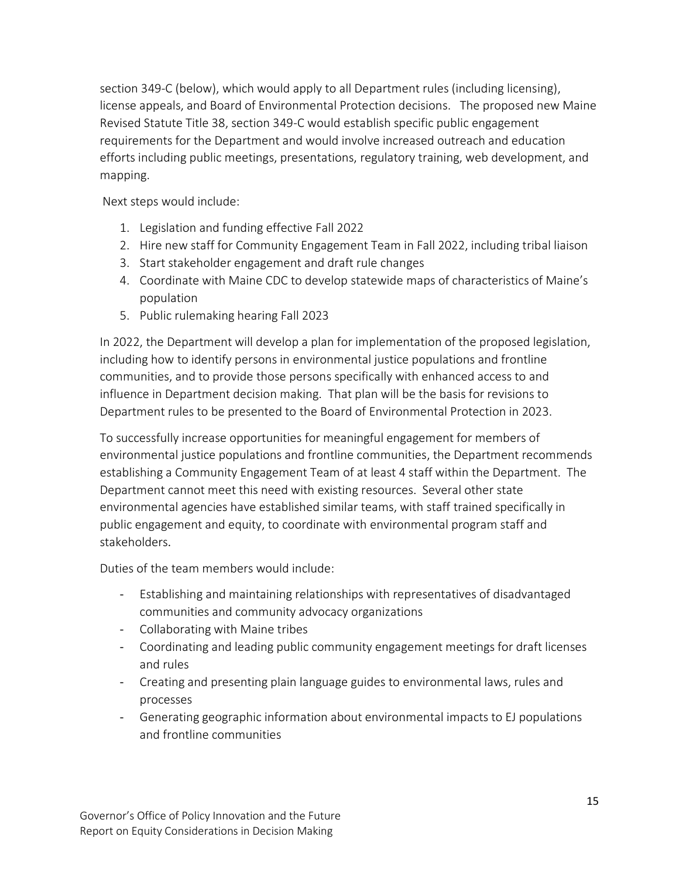section 349-C (below), which would apply to all Department rules (including licensing), license appeals, and Board of Environmental Protection decisions. The proposed new Maine Revised Statute Title 38, section 349-C would establish specific public engagement requirements for the Department and would involve increased outreach and education efforts including public meetings, presentations, regulatory training, web development, and mapping.

Next steps would include:

1. Legislation and funding effective Fall 2022
2. Hire new staff for Community Engagement Team in Fall 2022, including tribal liaison
3. Start stakeholder engagement and draft rule changes
4. Coordinate with Maine CDC to develop statewide maps of characteristics of Maine's population
5. Public rulemaking hearing Fall 2023

In 2022, the Department will develop a plan for implementation of the proposed legislation, including how to identify persons in environmental justice populations and frontline communities, and to provide those persons specifically with enhanced access to and influence in Department decision making. That plan will be the basis for revisions to Department rules to be presented to the Board of Environmental Protection in 2023.

To successfully increase opportunities for meaningful engagement for members of environmental justice populations and frontline communities, the Department recommends establishing a Community Engagement Team of at least 4 staff within the Department. The Department cannot meet this need with existing resources. Several other state environmental agencies have established similar teams, with staff trained specifically in public engagement and equity, to coordinate with environmental program staff and stakeholders.

Duties of the team members would include:

- Establishing and maintaining relationships with representatives of disadvantaged communities and community advocacy organizations
- Collaborating with Maine tribes
- Coordinating and leading public community engagement meetings for draft licenses and rules
- Creating and presenting plain language guides to environmental laws, rules and processes
- Generating geographic information about environmental impacts to EJ populations and frontline communities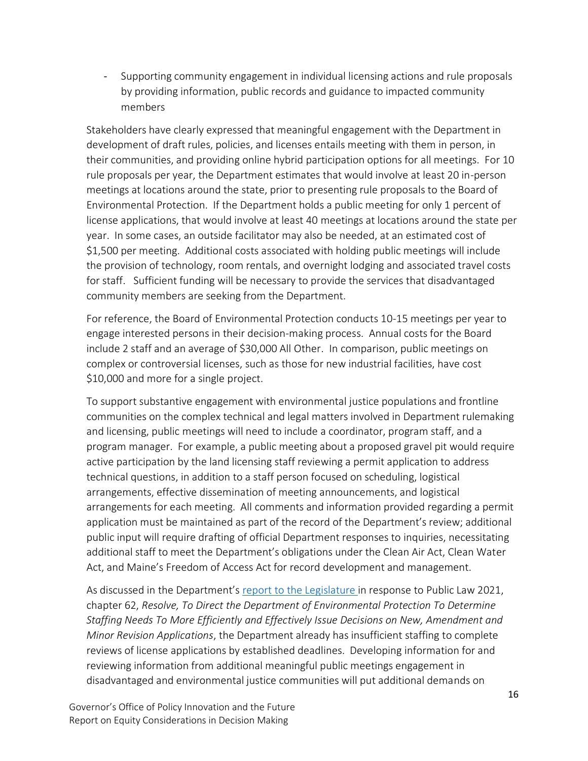- Supporting community engagement in individual licensing actions and rule proposals by providing information, public records and guidance to impacted community members

Stakeholders have clearly expressed that meaningful engagement with the Department in development of draft rules, policies, and licenses entails meeting with them in person, in their communities, and providing online hybrid participation options for all meetings. For 10 rule proposals per year, the Department estimates that would involve at least 20 in-person meetings at locations around the state, prior to presenting rule proposals to the Board of Environmental Protection. If the Department holds a public meeting for only 1 percent of license applications, that would involve at least 40 meetings at locations around the state per year. In some cases, an outside facilitator may also be needed, at an estimated cost of $1,500 per meeting. Additional costs associated with holding public meetings will include the provision of technology, room rentals, and overnight lodging and associated travel costs for staff. Sufficient funding will be necessary to provide the services that disadvantaged community members are seeking from the Department.

For reference, the Board of Environmental Protection conducts 10-15 meetings per year to engage interested persons in their decision-making process. Annual costs for the Board include 2 staff and an average of $30,000 All Other. In comparison, public meetings on complex or controversial licenses, such as those for new industrial facilities, have cost $10,000 and more for a single project.

To support substantive engagement with environmental justice populations and frontline communities on the complex technical and legal matters involved in Department rulemaking and licensing, public meetings will need to include a coordinator, program staff, and a program manager. For example, a public meeting about a proposed gravel pit would require active participation by the land licensing staff reviewing a permit application to address technical questions, in addition to a staff person focused on scheduling, logistical arrangements, effective dissemination of meeting announcements, and logistical arrangements for each meeting. All comments and information provided regarding a permit application must be maintained as part of the record of the Department's review; additional public input will require drafting of official Department responses to inquiries, necessitating additional staff to meet the Department's obligations under the Clean Air Act, Clean Water Act, and Maine's Freedom of Access Act for record development and management.

As discussed in the Department's [report to the Legislature](#) in response to Public Law 2021, chapter 62, *Resolve, To Direct the Department of Environmental Protection To Determine Staffing Needs To More Efficiently and Effectively Issue Decisions on New, Amendment and Minor Revision Applications*, the Department already has insufficient staffing to complete reviews of license applications by established deadlines. Developing information for and reviewing information from additional meaningful public meetings engagement in disadvantaged and environmental justice communities will put additional demands on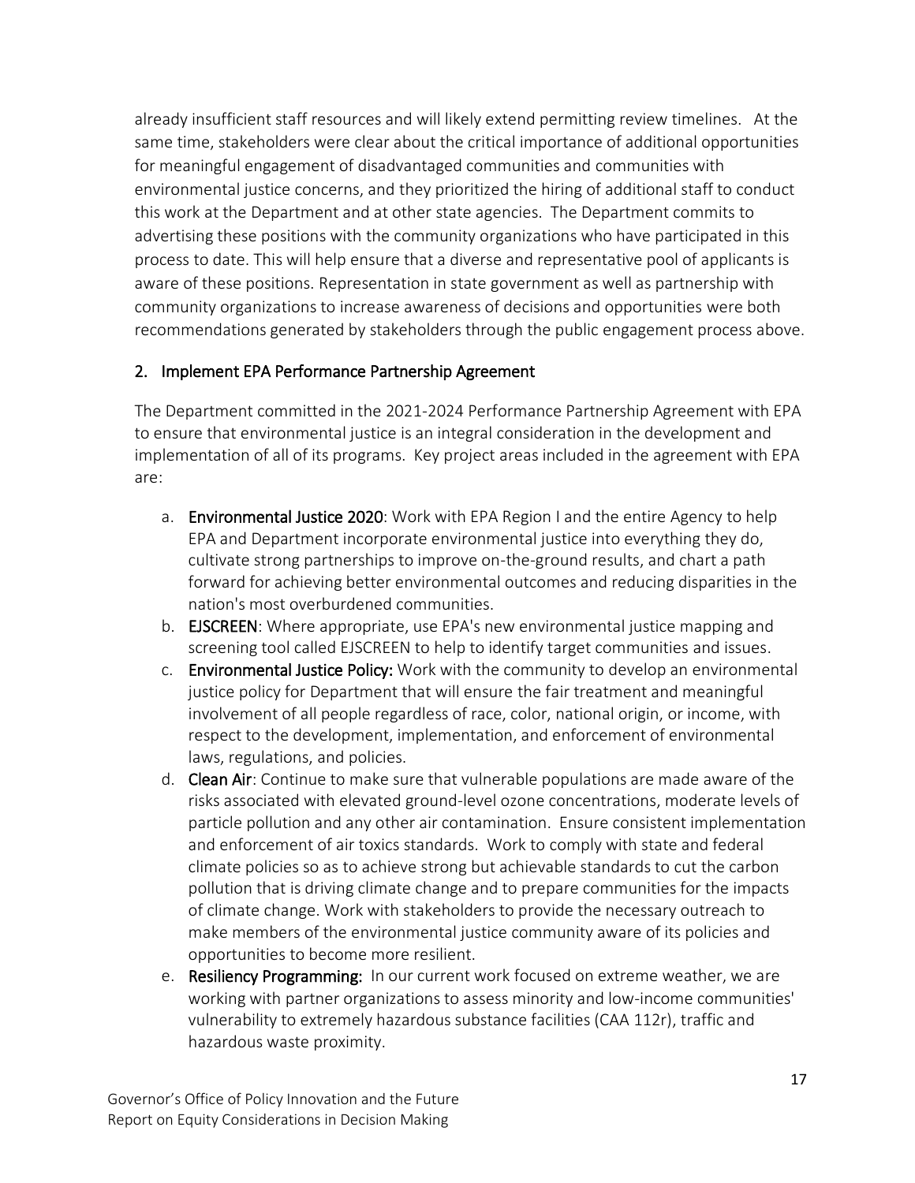already insufficient staff resources and will likely extend permitting review timelines. At the same time, stakeholders were clear about the critical importance of additional opportunities for meaningful engagement of disadvantaged communities and communities with environmental justice concerns, and they prioritized the hiring of additional staff to conduct this work at the Department and at other state agencies. The Department commits to advertising these positions with the community organizations who have participated in this process to date. This will help ensure that a diverse and representative pool of applicants is aware of these positions. Representation in state government as well as partnership with community organizations to increase awareness of decisions and opportunities were both recommendations generated by stakeholders through the public engagement process above.

## 2. Implement EPA Performance Partnership Agreement

The Department committed in the 2021-2024 Performance Partnership Agreement with EPA to ensure that environmental justice is an integral consideration in the development and implementation of all of its programs. Key project areas included in the agreement with EPA are:

a. **Environmental Justice 2020**: Work with EPA Region I and the entire Agency to help EPA and Department incorporate environmental justice into everything they do, cultivate strong partnerships to improve on-the-ground results, and chart a path forward for achieving better environmental outcomes and reducing disparities in the nation's most overburdened communities.
b. **EJSCREEN**: Where appropriate, use EPA's new environmental justice mapping and screening tool called EJSCREEN to help to identify target communities and issues.
c. **Environmental Justice Policy:** Work with the community to develop an environmental justice policy for Department that will ensure the fair treatment and meaningful involvement of all people regardless of race, color, national origin, or income, with respect to the development, implementation, and enforcement of environmental laws, regulations, and policies.
d. **Clean Air**: Continue to make sure that vulnerable populations are made aware of the risks associated with elevated ground-level ozone concentrations, moderate levels of particle pollution and any other air contamination. Ensure consistent implementation and enforcement of air toxics standards. Work to comply with state and federal climate policies so as to achieve strong but achievable standards to cut the carbon pollution that is driving climate change and to prepare communities for the impacts of climate change. Work with stakeholders to provide the necessary outreach to make members of the environmental justice community aware of its policies and opportunities to become more resilient.
e. **Resiliency Programming:** In our current work focused on extreme weather, we are working with partner organizations to assess minority and low-income communities' vulnerability to extremely hazardous substance facilities (CAA 112r), traffic and hazardous waste proximity.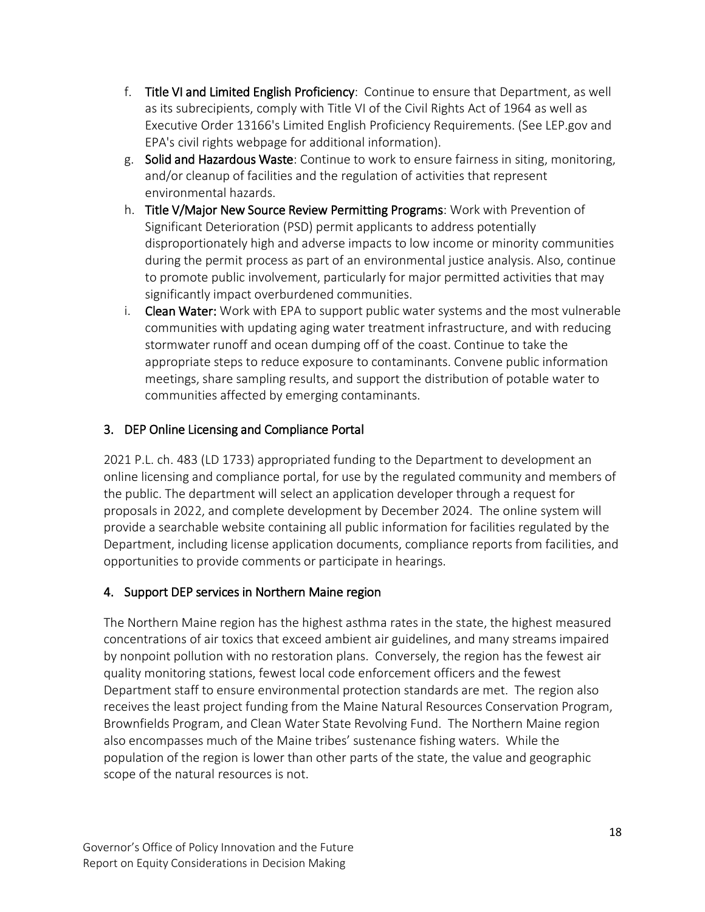f. **Title VI and Limited English Proficiency**: Continue to ensure that Department, as well as its subrecipients, comply with Title VI of the Civil Rights Act of 1964 as well as Executive Order 13166's Limited English Proficiency Requirements. (See LEP.gov and EPA's civil rights webpage for additional information).

g. **Solid and Hazardous Waste**: Continue to work to ensure fairness in siting, monitoring, and/or cleanup of facilities and the regulation of activities that represent environmental hazards.

h. **Title V/Major New Source Review Permitting Programs**: Work with Prevention of Significant Deterioration (PSD) permit applicants to address potentially disproportionately high and adverse impacts to low income or minority communities during the permit process as part of an environmental justice analysis. Also, continue to promote public involvement, particularly for major permitted activities that may significantly impact overburdened communities.

i. **Clean Water:** Work with EPA to support public water systems and the most vulnerable communities with updating aging water treatment infrastructure, and with reducing stormwater runoff and ocean dumping off of the coast. Continue to take the appropriate steps to reduce exposure to contaminants. Convene public information meetings, share sampling results, and support the distribution of potable water to communities affected by emerging contaminants.

## 3. DEP Online Licensing and Compliance Portal

2021 P.L. ch. 483 (LD 1733) appropriated funding to the Department to development an online licensing and compliance portal, for use by the regulated community and members of the public. The department will select an application developer through a request for proposals in 2022, and complete development by December 2024. The online system will provide a searchable website containing all public information for facilities regulated by the Department, including license application documents, compliance reports from facilities, and opportunities to provide comments or participate in hearings.

## 4. Support DEP services in Northern Maine region

The Northern Maine region has the highest asthma rates in the state, the highest measured concentrations of air toxics that exceed ambient air guidelines, and many streams impaired by nonpoint pollution with no restoration plans. Conversely, the region has the fewest air quality monitoring stations, fewest local code enforcement officers and the fewest Department staff to ensure environmental protection standards are met. The region also receives the least project funding from the Maine Natural Resources Conservation Program, Brownfields Program, and Clean Water State Revolving Fund. The Northern Maine region also encompasses much of the Maine tribes' sustenance fishing waters. While the population of the region is lower than other parts of the state, the value and geographic scope of the natural resources is not.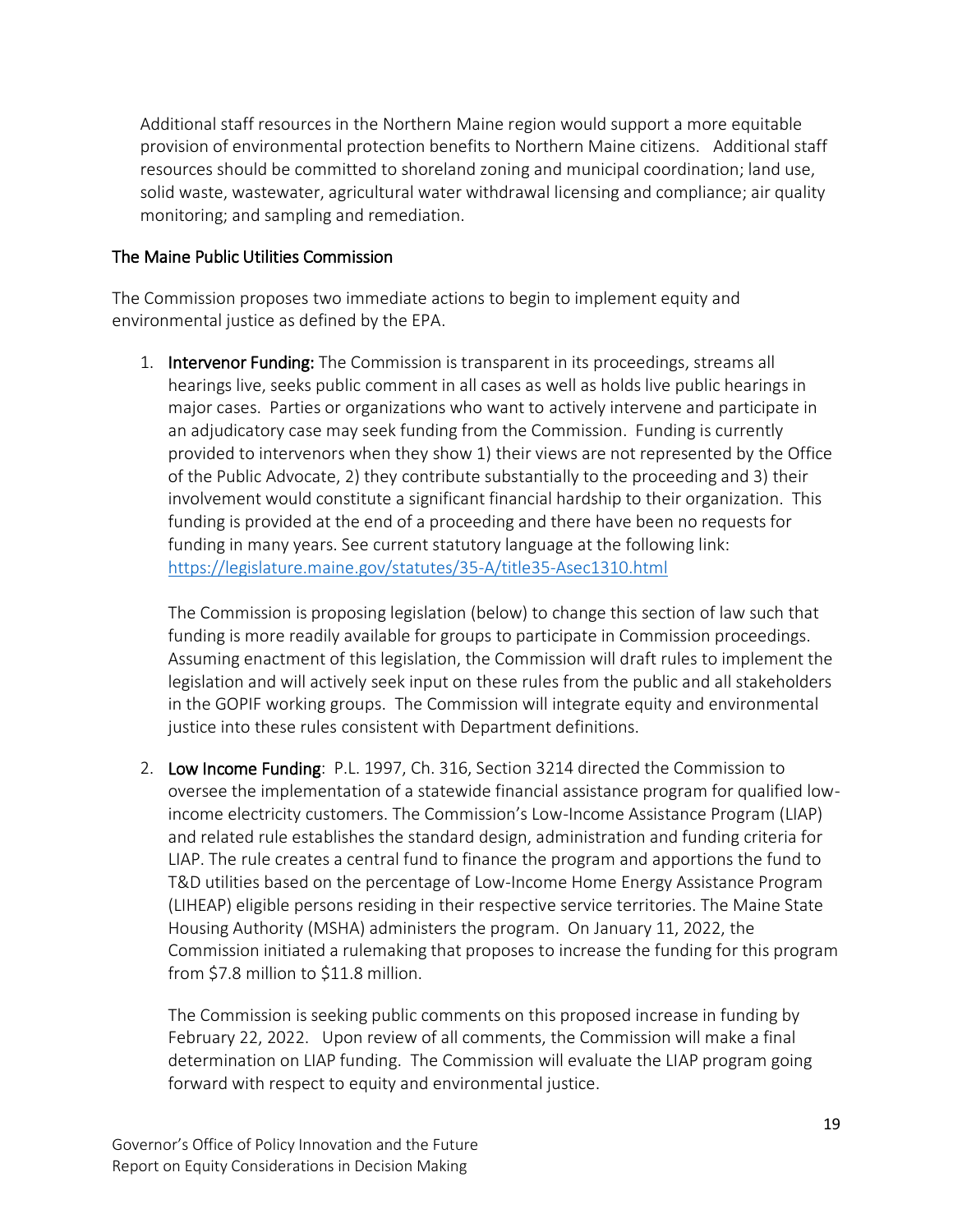Additional staff resources in the Northern Maine region would support a more equitable provision of environmental protection benefits to Northern Maine citizens. Additional staff resources should be committed to shoreland zoning and municipal coordination; land use, solid waste, wastewater, agricultural water withdrawal licensing and compliance; air quality monitoring; and sampling and remediation.

### The Maine Public Utilities Commission

The Commission proposes two immediate actions to begin to implement equity and environmental justice as defined by the EPA.

1. **Intervenor Funding:** The Commission is transparent in its proceedings, streams all hearings live, seeks public comment in all cases as well as holds live public hearings in major cases. Parties or organizations who want to actively intervene and participate in an adjudicatory case may seek funding from the Commission. Funding is currently provided to intervenors when they show 1) their views are not represented by the Office of the Public Advocate, 2) they contribute substantially to the proceeding and 3) their involvement would constitute a significant financial hardship to their organization. This funding is provided at the end of a proceeding and there have been no requests for funding in many years. See current statutory language at the following link: [https://legislature.maine.gov/statutes/35-A/title35-Asec1310.html](https://legislature.maine.gov/statutes/35-A/title35-Asec1310.html)

   The Commission is proposing legislation (below) to change this section of law such that funding is more readily available for groups to participate in Commission proceedings. Assuming enactment of this legislation, the Commission will draft rules to implement the legislation and will actively seek input on these rules from the public and all stakeholders in the GOPIF working groups. The Commission will integrate equity and environmental justice into these rules consistent with Department definitions.

2. **Low Income Funding**: P.L. 1997, Ch. 316, Section 3214 directed the Commission to oversee the implementation of a statewide financial assistance program for qualified low-income electricity customers. The Commission's Low-Income Assistance Program (LIAP) and related rule establishes the standard design, administration and funding criteria for LIAP. The rule creates a central fund to finance the program and apportions the fund to T&D utilities based on the percentage of Low-Income Home Energy Assistance Program (LIHEAP) eligible persons residing in their respective service territories. The Maine State Housing Authority (MSHA) administers the program. On January 11, 2022, the Commission initiated a rulemaking that proposes to increase the funding for this program from $7.8 million to $11.8 million.

   The Commission is seeking public comments on this proposed increase in funding by February 22, 2022. Upon review of all comments, the Commission will make a final determination on LIAP funding. The Commission will evaluate the LIAP program going forward with respect to equity and environmental justice.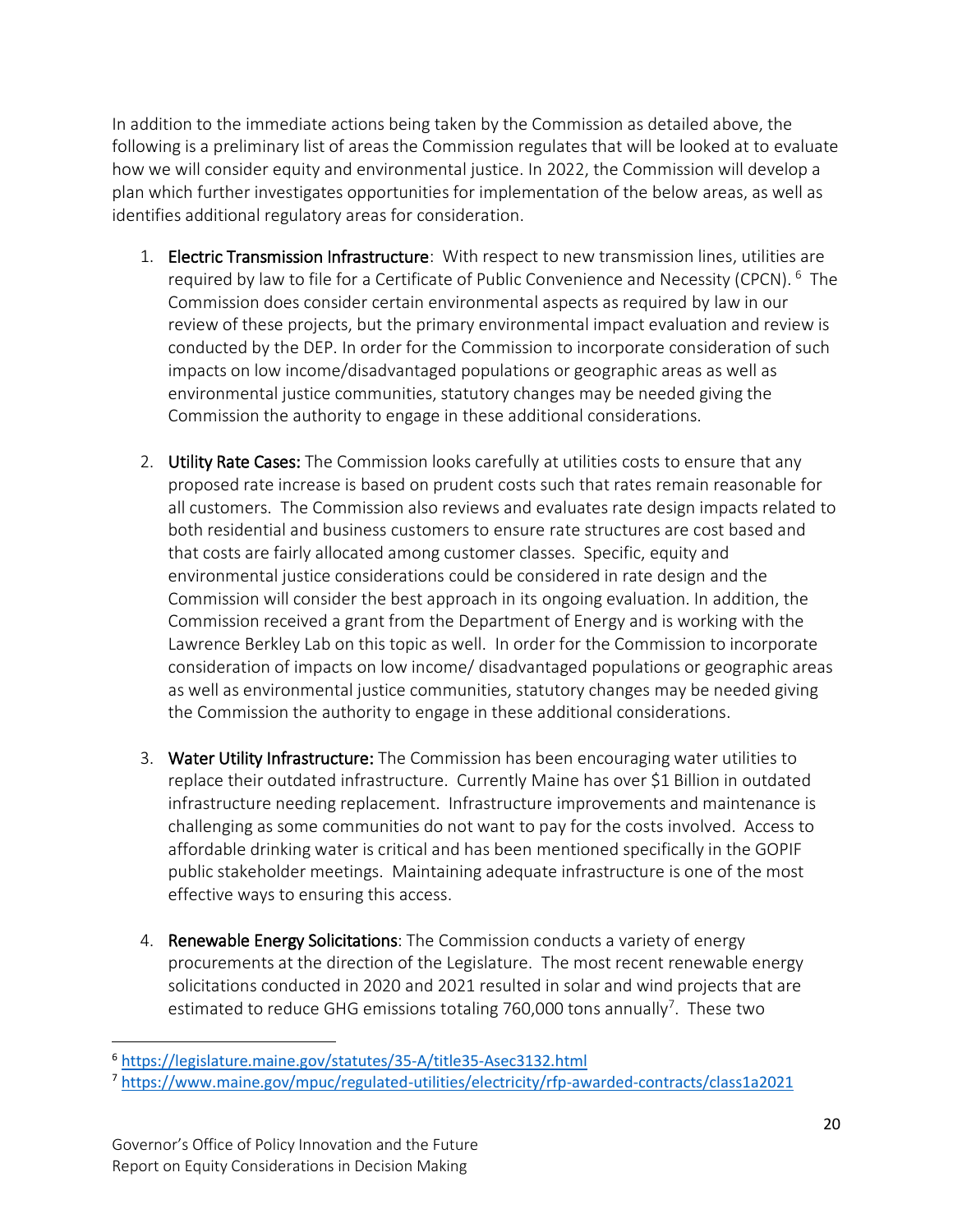In addition to the immediate actions being taken by the Commission as detailed above, the following is a preliminary list of areas the Commission regulates that will be looked at to evaluate how we will consider equity and environmental justice. In 2022, the Commission will develop a plan which further investigates opportunities for implementation of the below areas, as well as identifies additional regulatory areas for consideration.

1. **Electric Transmission Infrastructure**: With respect to new transmission lines, utilities are required by law to file for a Certificate of Public Convenience and Necessity (CPCN).[6] The Commission does consider certain environmental aspects as required by law in our review of these projects, but the primary environmental impact evaluation and review is conducted by the DEP. In order for the Commission to incorporate consideration of such impacts on low income/disadvantaged populations or geographic areas as well as environmental justice communities, statutory changes may be needed giving the Commission the authority to engage in these additional considerations.

2. **Utility Rate Cases:** The Commission looks carefully at utilities costs to ensure that any proposed rate increase is based on prudent costs such that rates remain reasonable for all customers. The Commission also reviews and evaluates rate design impacts related to both residential and business customers to ensure rate structures are cost based and that costs are fairly allocated among customer classes. Specific, equity and environmental justice considerations could be considered in rate design and the Commission will consider the best approach in its ongoing evaluation. In addition, the Commission received a grant from the Department of Energy and is working with the Lawrence Berkley Lab on this topic as well. In order for the Commission to incorporate consideration of impacts on low income/ disadvantaged populations or geographic areas as well as environmental justice communities, statutory changes may be needed giving the Commission the authority to engage in these additional considerations.

3. **Water Utility Infrastructure:** The Commission has been encouraging water utilities to replace their outdated infrastructure. Currently Maine has over $1 Billion in outdated infrastructure needing replacement. Infrastructure improvements and maintenance is challenging as some communities do not want to pay for the costs involved. Access to affordable drinking water is critical and has been mentioned specifically in the GOPIF public stakeholder meetings. Maintaining adequate infrastructure is one of the most effective ways to ensuring this access.

4. **Renewable Energy Solicitations**: The Commission conducts a variety of energy procurements at the direction of the Legislature. The most recent renewable energy solicitations conducted in 2020 and 2021 resulted in solar and wind projects that are estimated to reduce GHG emissions totaling 760,000 tons annually[7]. These two

---

[6] https://legislature.maine.gov/statutes/35-A/title35-Asec3132.html

[7] https://www.maine.gov/mpuc/regulated-utilities/electricity/rfp-awarded-contracts/class1a2021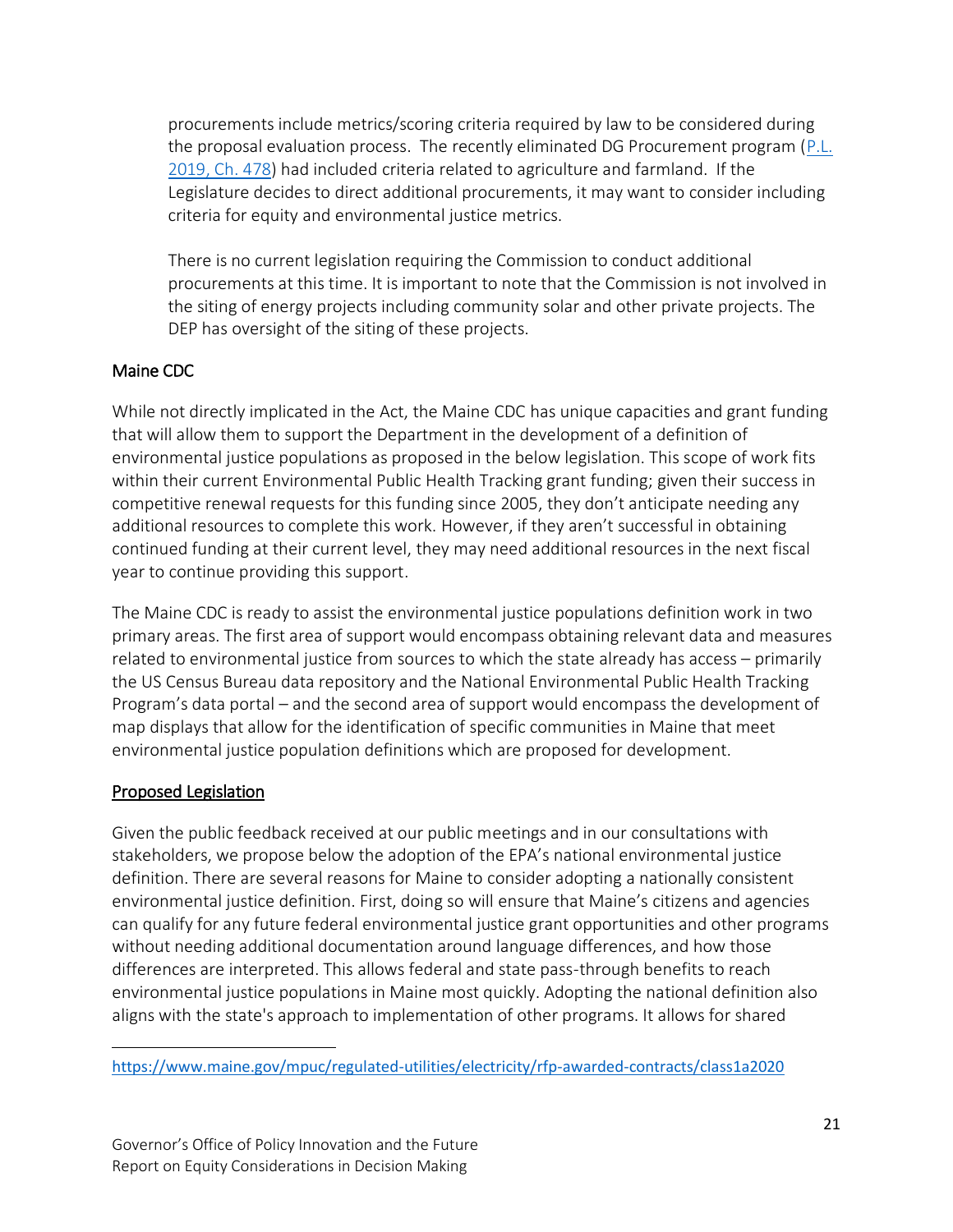procurements include metrics/scoring criteria required by law to be considered during the proposal evaluation process. The recently eliminated DG Procurement program (P.L. 2019, Ch. 478) had included criteria related to agriculture and farmland. If the Legislature decides to direct additional procurements, it may want to consider including criteria for equity and environmental justice metrics.

There is no current legislation requiring the Commission to conduct additional procurements at this time. It is important to note that the Commission is not involved in the siting of energy projects including community solar and other private projects. The DEP has oversight of the siting of these projects.

## Maine CDC

While not directly implicated in the Act, the Maine CDC has unique capacities and grant funding that will allow them to support the Department in the development of a definition of environmental justice populations as proposed in the below legislation. This scope of work fits within their current Environmental Public Health Tracking grant funding; given their success in competitive renewal requests for this funding since 2005, they don't anticipate needing any additional resources to complete this work. However, if they aren't successful in obtaining continued funding at their current level, they may need additional resources in the next fiscal year to continue providing this support.

The Maine CDC is ready to assist the environmental justice populations definition work in two primary areas. The first area of support would encompass obtaining relevant data and measures related to environmental justice from sources to which the state already has access – primarily the US Census Bureau data repository and the National Environmental Public Health Tracking Program's data portal – and the second area of support would encompass the development of map displays that allow for the identification of specific communities in Maine that meet environmental justice population definitions which are proposed for development.

## Proposed Legislation

Given the public feedback received at our public meetings and in our consultations with stakeholders, we propose below the adoption of the EPA's national environmental justice definition. There are several reasons for Maine to consider adopting a nationally consistent environmental justice definition. First, doing so will ensure that Maine's citizens and agencies can qualify for any future federal environmental justice grant opportunities and other programs without needing additional documentation around language differences, and how those differences are interpreted. This allows federal and state pass-through benefits to reach environmental justice populations in Maine most quickly. Adopting the national definition also aligns with the state's approach to implementation of other programs. It allows for shared

---

https://www.maine.gov/mpuc/regulated-utilities/electricity/rfp-awarded-contracts/class1a2020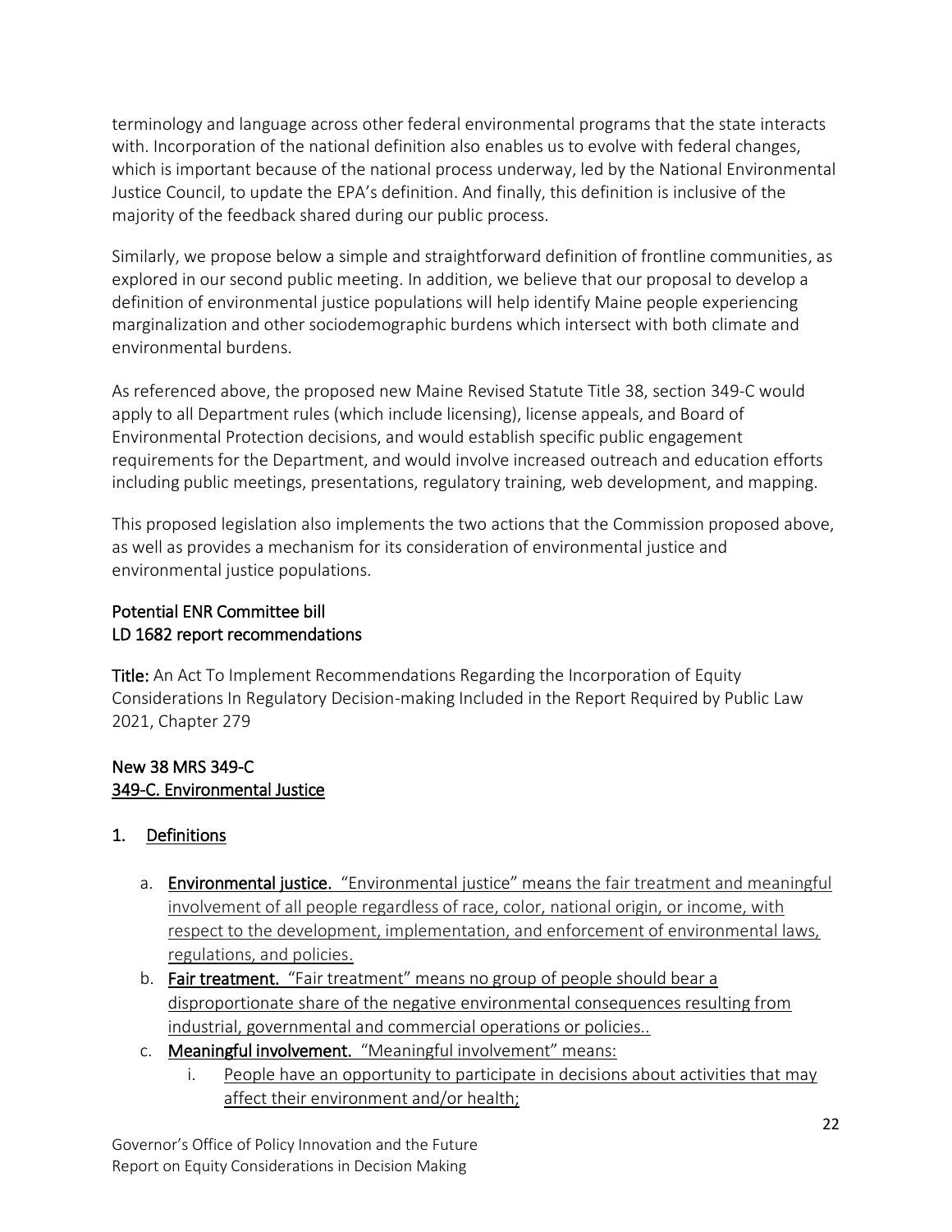terminology and language across other federal environmental programs that the state interacts with. Incorporation of the national definition also enables us to evolve with federal changes, which is important because of the national process underway, led by the National Environmental Justice Council, to update the EPA's definition. And finally, this definition is inclusive of the majority of the feedback shared during our public process.

Similarly, we propose below a simple and straightforward definition of frontline communities, as explored in our second public meeting. In addition, we believe that our proposal to develop a definition of environmental justice populations will help identify Maine people experiencing marginalization and other sociodemographic burdens which intersect with both climate and environmental burdens.

As referenced above, the proposed new Maine Revised Statute Title 38, section 349-C would apply to all Department rules (which include licensing), license appeals, and Board of Environmental Protection decisions, and would establish specific public engagement requirements for the Department, and would involve increased outreach and education efforts including public meetings, presentations, regulatory training, web development, and mapping.

This proposed legislation also implements the two actions that the Commission proposed above, as well as provides a mechanism for its consideration of environmental justice and environmental justice populations.

### Potential ENR Committee bill
### LD 1682 report recommendations

**Title:** An Act To Implement Recommendations Regarding the Incorporation of Equity Considerations In Regulatory Decision-making Included in the Report Required by Public Law 2021, Chapter 279

### New 38 MRS 349-C
### <u>349-C. Environmental Justice</u>

1. <u>Definitions</u>

   a. **Environmental justice.** <u>"Environmental justice" means the fair treatment and meaningful involvement of all people regardless of race, color, national origin, or income, with respect to the development, implementation, and enforcement of environmental laws, regulations, and policies.</u>
   b. **Fair treatment.** <u>"Fair treatment" means no group of people should bear a disproportionate share of the negative environmental consequences resulting from industrial, governmental and commercial operations or policies..</u>
   c. **Meaningful involvement.** <u>"Meaningful involvement" means:</u>
      i. <u>People have an opportunity to participate in decisions about activities that may affect their environment and/or health;</u>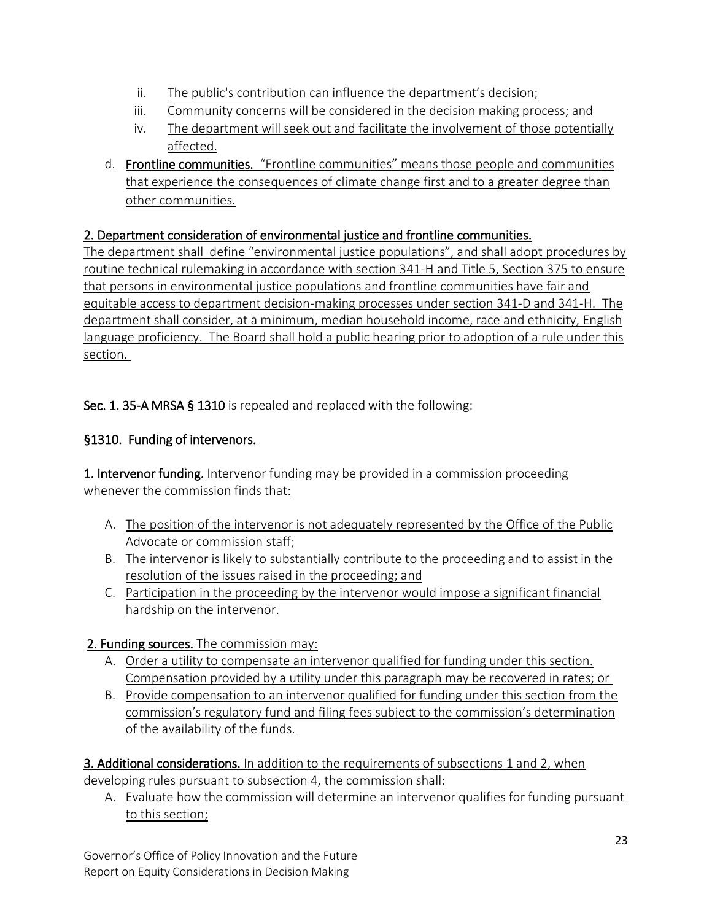ii. The public's contribution can influence the department's decision;
iii. Community concerns will be considered in the decision making process; and
iv. The department will seek out and facilitate the involvement of those potentially affected.

d. **Frontline communities.** "Frontline communities" means those people and communities that experience the consequences of climate change first and to a greater degree than other communities.

**2. Department consideration of environmental justice and frontline communities.**
The department shall define "environmental justice populations", and shall adopt procedures by routine technical rulemaking in accordance with section 341-H and Title 5, Section 375 to ensure that persons in environmental justice populations and frontline communities have fair and equitable access to department decision-making processes under section 341-D and 341-H. The department shall consider, at a minimum, median household income, race and ethnicity, English language proficiency. The Board shall hold a public hearing prior to adoption of a rule under this section.

**Sec. 1. 35-A MRSA § 1310** is repealed and replaced with the following:

**§1310. Funding of intervenors.**

**1. Intervenor funding.** Intervenor funding may be provided in a commission proceeding whenever the commission finds that:

A. The position of the intervenor is not adequately represented by the Office of the Public Advocate or commission staff;
B. The intervenor is likely to substantially contribute to the proceeding and to assist in the resolution of the issues raised in the proceeding; and
C. Participation in the proceeding by the intervenor would impose a significant financial hardship on the intervenor.

**2. Funding sources.** The commission may:

A. Order a utility to compensate an intervenor qualified for funding under this section. Compensation provided by a utility under this paragraph may be recovered in rates; or
B. Provide compensation to an intervenor qualified for funding under this section from the commission's regulatory fund and filing fees subject to the commission's determination of the availability of the funds.

**3. Additional considerations.** In addition to the requirements of subsections 1 and 2, when developing rules pursuant to subsection 4, the commission shall:

A. Evaluate how the commission will determine an intervenor qualifies for funding pursuant to this section;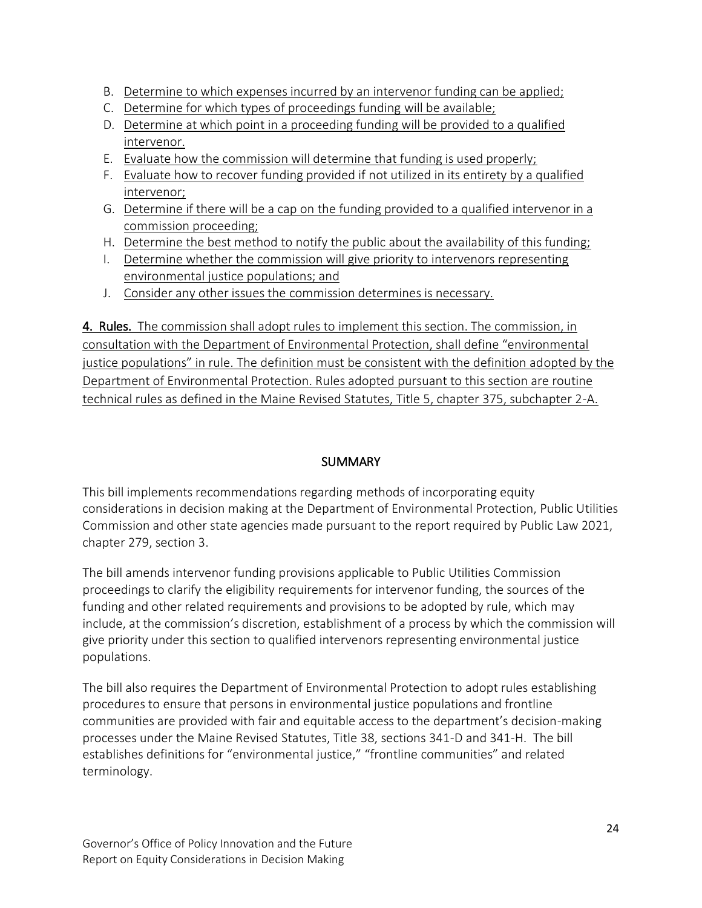B. Determine to which expenses incurred by an intervenor funding can be applied;
C. Determine for which types of proceedings funding will be available;
D. Determine at which point in a proceeding funding will be provided to a qualified intervenor.
E. Evaluate how the commission will determine that funding is used properly;
F. Evaluate how to recover funding provided if not utilized in its entirety by a qualified intervenor;
G. Determine if there will be a cap on the funding provided to a qualified intervenor in a commission proceeding;
H. Determine the best method to notify the public about the availability of this funding;
I. Determine whether the commission will give priority to intervenors representing environmental justice populations; and
J. Consider any other issues the commission determines is necessary.

**4. Rules.** The commission shall adopt rules to implement this section. The commission, in consultation with the Department of Environmental Protection, shall define "environmental justice populations" in rule. The definition must be consistent with the definition adopted by the Department of Environmental Protection. Rules adopted pursuant to this section are routine technical rules as defined in the Maine Revised Statutes, Title 5, chapter 375, subchapter 2-A.

## SUMMARY

This bill implements recommendations regarding methods of incorporating equity considerations in decision making at the Department of Environmental Protection, Public Utilities Commission and other state agencies made pursuant to the report required by Public Law 2021, chapter 279, section 3.

The bill amends intervenor funding provisions applicable to Public Utilities Commission proceedings to clarify the eligibility requirements for intervenor funding, the sources of the funding and other related requirements and provisions to be adopted by rule, which may include, at the commission's discretion, establishment of a process by which the commission will give priority under this section to qualified intervenors representing environmental justice populations.

The bill also requires the Department of Environmental Protection to adopt rules establishing procedures to ensure that persons in environmental justice populations and frontline communities are provided with fair and equitable access to the department's decision-making processes under the Maine Revised Statutes, Title 38, sections 341-D and 341-H. The bill establishes definitions for "environmental justice," "frontline communities" and related terminology.